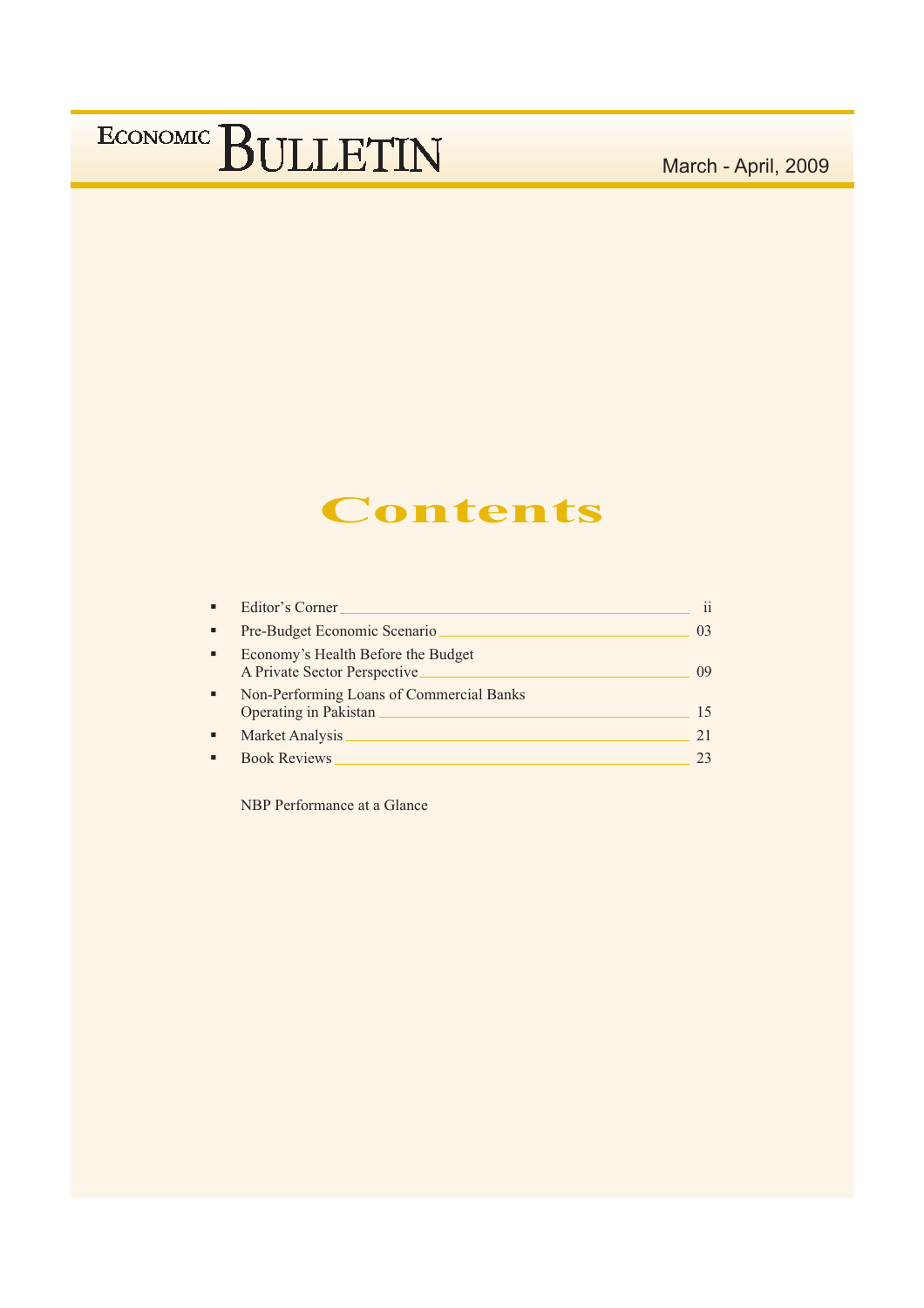# ECONOMIC BULLETIN

March - April, 2009

## Contents

- Editor's Corner ..... ii
- Pre-Budget Economic Scenario ..... 03
- Economy's Health Before the Budget
  A Private Sector Perspective ..... 09
- Non-Performing Loans of Commercial Banks
  Operating in Pakistan ..... 15
- Market Analysis ..... 21
- Book Reviews ..... 23

NBP Performance at a Glance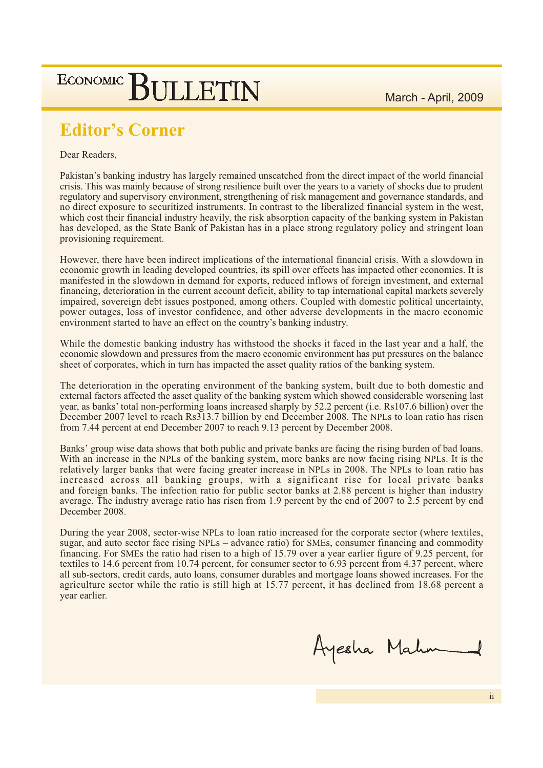## Editor's Corner

Dear Readers,

Pakistan's banking industry has largely remained unscatched from the direct impact of the world financial crisis. This was mainly because of strong resilience built over the years to a variety of shocks due to prudent regulatory and supervisory environment, strengthening of risk management and governance standards, and no direct exposure to securitized instruments. In contrast to the liberalized financial system in the west, which cost their financial industry heavily, the risk absorption capacity of the banking system in Pakistan has developed, as the State Bank of Pakistan has in a place strong regulatory policy and stringent loan provisioning requirement.

However, there have been indirect implications of the international financial crisis. With a slowdown in economic growth in leading developed countries, its spill over effects has impacted other economies. It is manifested in the slowdown in demand for exports, reduced inflows of foreign investment, and external financing, deterioration in the current account deficit, ability to tap international capital markets severely impaired, sovereign debt issues postponed, among others. Coupled with domestic political uncertainty, power outages, loss of investor confidence, and other adverse developments in the macro economic environment started to have an effect on the country's banking industry.

While the domestic banking industry has withstood the shocks it faced in the last year and a half, the economic slowdown and pressures from the macro economic environment has put pressures on the balance sheet of corporates, which in turn has impacted the asset quality ratios of the banking system.

The deterioration in the operating environment of the banking system, built due to both domestic and external factors affected the asset quality of the banking system which showed considerable worsening last year, as banks' total non-performing loans increased sharply by 52.2 percent (i.e. Rs107.6 billion) over the December 2007 level to reach Rs313.7 billion by end December 2008. The NPLs to loan ratio has risen from 7.44 percent at end December 2007 to reach 9.13 percent by December 2008.

Banks' group wise data shows that both public and private banks are facing the rising burden of bad loans. With an increase in the NPLs of the banking system, more banks are now facing rising NPLs. It is the relatively larger banks that were facing greater increase in NPLs in 2008. The NPLs to loan ratio has increased across all banking groups, with a significant rise for local private banks and foreign banks. The infection ratio for public sector banks at 2.88 percent is higher than industry average. The industry average ratio has risen from 1.9 percent by the end of 2007 to 2.5 percent by end December 2008.

During the year 2008, sector-wise NPLs to loan ratio increased for the corporate sector (where textiles, sugar, and auto sector face rising NPLs – advance ratio) for SMEs, consumer financing and commodity financing. For SMEs the ratio had risen to a high of 15.79 over a year earlier figure of 9.25 percent, for textiles to 14.6 percent from 10.74 percent, for consumer sector to 6.93 percent from 4.37 percent, where all sub-sectors, credit cards, auto loans, consumer durables and mortgage loans showed increases. For the agriculture sector while the ratio is still high at 15.77 percent, it has declined from 18.68 percent a year earlier.

Ayesha Mahmood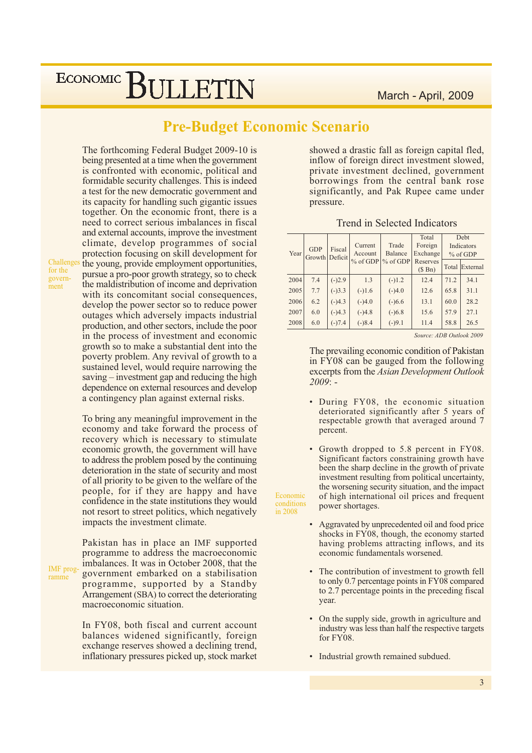# Pre-Budget Economic Scenario

The forthcoming Federal Budget 2009-10 is being presented at a time when the government is confronted with economic, political and formidable security challenges. This is indeed a test for the new democratic government and its capacity for handling such gigantic issues together. On the economic front, there is a need to correct serious imbalances in fiscal and external accounts, improve the investment climate, develop programmes of social protection focusing on skill development for the young, provide employment opportunities, pursue a pro-poor growth strategy, so to check the maldistribution of income and deprivation with its concomitant social consequences, develop the power sector so to reduce power outages which adversely impacts industrial production, and other sectors, include the poor in the process of investment and economic growth so to make a substantial dent into the poverty problem. Any revival of growth to a sustained level, would require narrowing the saving – investment gap and reducing the high dependence on external resources and develop a contingency plan against external risks.

*Challenges for the government*

To bring any meaningful improvement in the economy and take forward the process of recovery which is necessary to stimulate economic growth, the government will have to address the problem posed by the continuing deterioration in the state of security and most of all priority to be given to the welfare of the people, for if they are happy and have confidence in the state institutions they would not resort to street politics, which negatively impacts the investment climate.

*IMF programme*

Pakistan has in place an IMF supported programme to address the macroeconomic imbalances. It was in October 2008, that the government embarked on a stabilisation programme, supported by a Standby Arrangement (SBA) to correct the deteriorating macroeconomic situation.

In FY08, both fiscal and current account balances widened significantly, foreign exchange reserves showed a declining trend, inflationary pressures picked up, stock market showed a drastic fall as foreign capital fled, inflow of foreign direct investment slowed, private investment declined, government borrowings from the central bank rose significantly, and Pak Rupee came under pressure.

**Trend in Selected Indicators**

| Year | GDP Growth | Fiscal Deficit | Current Account % of GDP | Trade Balance % of GDP | Total Foreign Exchange Reserves ($ Bn) | Debt Indicators % of GDP | |
|---|---|---|---|---|---|---|---|
| | | | | | | Total | External |
| 2004 | 7.4 | (-)2.9 | 1.3 | (-)1.2 | 12.4 | 71.2 | 34.1 |
| 2005 | 7.7 | (-)3.3 | (-)1.6 | (-)4.0 | 12.6 | 65.8 | 31.1 |
| 2006 | 6.2 | (-)4.3 | (-)4.0 | (-)6.6 | 13.1 | 60.0 | 28.2 |
| 2007 | 6.0 | (-)4.3 | (-)4.8 | (-)6.8 | 15.6 | 57.9 | 27.1 |
| 2008 | 6.0 | (-)7.4 | (-)8.4 | (-)9.1 | 11.4 | 58.8 | 26.5 |

*Source: ADB Outlook 2009*

*Economic conditions in 2008*

The prevailing economic condition of Pakistan in FY08 can be gauged from the following excerpts from the *Asian Development Outlook 2009*: -

- During FY08, the economic situation deteriorated significantly after 5 years of respectable growth that averaged around 7 percent.
- Growth dropped to 5.8 percent in FY08. Significant factors constraining growth have been the sharp decline in the growth of private investment resulting from political uncertainty, the worsening security situation, and the impact of high international oil prices and frequent power shortages.
- Aggravated by unprecedented oil and food price shocks in FY08, though, the economy started having problems attracting inflows, and its economic fundamentals worsened.
- The contribution of investment to growth fell to only 0.7 percentage points in FY08 compared to 2.7 percentage points in the preceding fiscal year.
- On the supply side, growth in agriculture and industry was less than half the respective targets for FY08.
- Industrial growth remained subdued.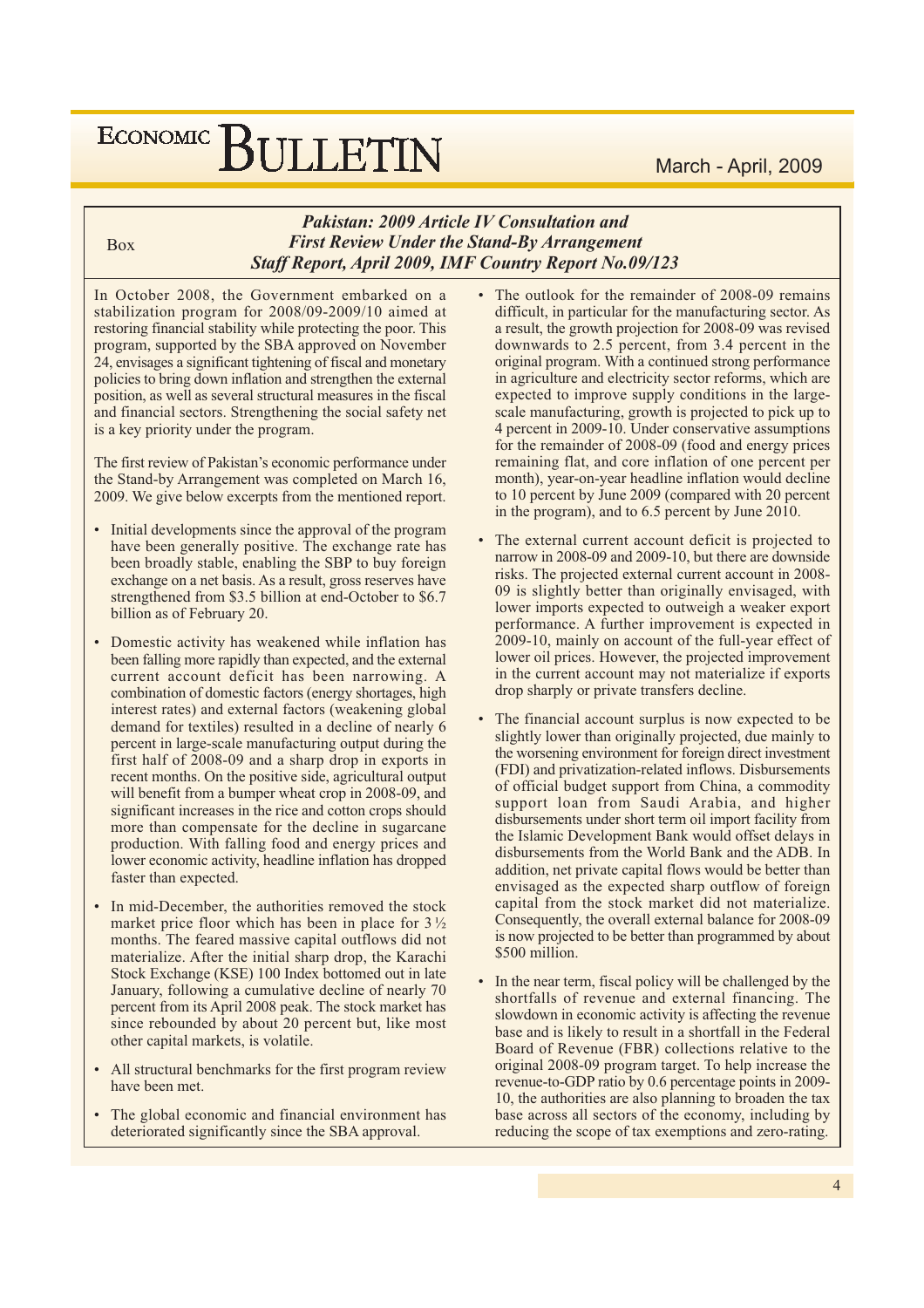Box

### *Pakistan: 2009 Article IV Consultation and First Review Under the Stand-By Arrangement Staff Report, April 2009, IMF Country Report No.09/123*

In October 2008, the Government embarked on a stabilization program for 2008/09-2009/10 aimed at restoring financial stability while protecting the poor. This program, supported by the SBA approved on November 24, envisages a significant tightening of fiscal and monetary policies to bring down inflation and strengthen the external position, as well as several structural measures in the fiscal and financial sectors. Strengthening the social safety net is a key priority under the program.

The first review of Pakistan's economic performance under the Stand-by Arrangement was completed on March 16, 2009. We give below excerpts from the mentioned report.

- Initial developments since the approval of the program have been generally positive. The exchange rate has been broadly stable, enabling the SBP to buy foreign exchange on a net basis. As a result, gross reserves have strengthened from $3.5 billion at end-October to $6.7 billion as of February 20.
- Domestic activity has weakened while inflation has been falling more rapidly than expected, and the external current account deficit has been narrowing. A combination of domestic factors (energy shortages, high interest rates) and external factors (weakening global demand for textiles) resulted in a decline of nearly 6 percent in large-scale manufacturing output during the first half of 2008-09 and a sharp drop in exports in recent months. On the positive side, agricultural output will benefit from a bumper wheat crop in 2008-09, and significant increases in the rice and cotton crops should more than compensate for the decline in sugarcane production. With falling food and energy prices and lower economic activity, headline inflation has dropped faster than expected.
- In mid-December, the authorities removed the stock market price floor which has been in place for 3 ½ months. The feared massive capital outflows did not materialize. After the initial sharp drop, the Karachi Stock Exchange (KSE) 100 Index bottomed out in late January, following a cumulative decline of nearly 70 percent from its April 2008 peak. The stock market has since rebounded by about 20 percent but, like most other capital markets, is volatile.
- All structural benchmarks for the first program review have been met.
- The global economic and financial environment has deteriorated significantly since the SBA approval.
- The outlook for the remainder of 2008-09 remains difficult, in particular for the manufacturing sector. As a result, the growth projection for 2008-09 was revised downwards to 2.5 percent, from 3.4 percent in the original program. With a continued strong performance in agriculture and electricity sector reforms, which are expected to improve supply conditions in the large-scale manufacturing, growth is projected to pick up to 4 percent in 2009-10. Under conservative assumptions for the remainder of 2008-09 (food and energy prices remaining flat, and core inflation of one percent per month), year-on-year headline inflation would decline to 10 percent by June 2009 (compared with 20 percent in the program), and to 6.5 percent by June 2010.
- The external current account deficit is projected to narrow in 2008-09 and 2009-10, but there are downside risks. The projected external current account in 2008-09 is slightly better than originally envisaged, with lower imports expected to outweigh a weaker export performance. A further improvement is expected in 2009-10, mainly on account of the full-year effect of lower oil prices. However, the projected improvement in the current account may not materialize if exports drop sharply or private transfers decline.
- The financial account surplus is now expected to be slightly lower than originally projected, due mainly to the worsening environment for foreign direct investment (FDI) and privatization-related inflows. Disbursements of official budget support from China, a commodity support loan from Saudi Arabia, and higher disbursements under short term oil import facility from the Islamic Development Bank would offset delays in disbursements from the World Bank and the ADB. In addition, net private capital flows would be better than envisaged as the expected sharp outflow of foreign capital from the stock market did not materialize. Consequently, the overall external balance for 2008-09 is now projected to be better than programmed by about $500 million.
- In the near term, fiscal policy will be challenged by the shortfalls of revenue and external financing. The slowdown in economic activity is affecting the revenue base and is likely to result in a shortfall in the Federal Board of Revenue (FBR) collections relative to the original 2008-09 program target. To help increase the revenue-to-GDP ratio by 0.6 percentage points in 2009-10, the authorities are also planning to broaden the tax base across all sectors of the economy, including by reducing the scope of tax exemptions and zero-rating.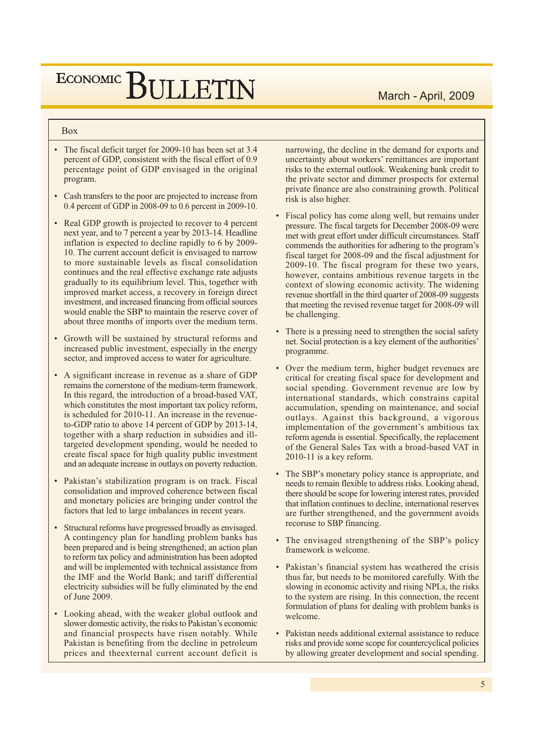Box

- The fiscal deficit target for 2009-10 has been set at 3.4 percent of GDP, consistent with the fiscal effort of 0.9 percentage point of GDP envisaged in the original program.
- Cash transfers to the poor are projected to increase from 0.4 percent of GDP in 2008-09 to 0.6 percent in 2009-10.
- Real GDP growth is projected to recover to 4 percent next year, and to 7 percent a year by 2013-14. Headline inflation is expected to decline rapidly to 6 by 2009-10. The current account deficit is envisaged to narrow to more sustainable levels as fiscal consolidation continues and the real effective exchange rate adjusts gradually to its equilibrium level. This, together with improved market access, a recovery in foreign direct investment, and increased financing from official sources would enable the SBP to maintain the reserve cover of about three months of imports over the medium term.
- Growth will be sustained by structural reforms and increased public investment, especially in the energy sector, and improved access to water for agriculture.
- A significant increase in revenue as a share of GDP remains the cornerstone of the medium-term framework. In this regard, the introduction of a broad-based VAT, which constitutes the most important tax policy reform, is scheduled for 2010-11. An increase in the revenue-to-GDP ratio to above 14 percent of GDP by 2013-14, together with a sharp reduction in subsidies and ill-targeted development spending, would be needed to create fiscal space for high quality public investment and an adequate increase in outlays on poverty reduction.
- Pakistan's stabilization program is on track. Fiscal consolidation and improved coherence between fiscal and monetary policies are bringing under control the factors that led to large imbalances in recent years.
- Structural reforms have progressed broadly as envisaged. A contingency plan for handling problem banks has been prepared and is being strengthened; an action plan to reform tax policy and administration has been adopted and will be implemented with technical assistance from the IMF and the World Bank; and tariff differential electricity subsidies will be fully eliminated by the end of June 2009.
- Looking ahead, with the weaker global outlook and slower domestic activity, the risks to Pakistan's economic and financial prospects have risen notably. While Pakistan is benefiting from the decline in petroleum prices and theexternal current account deficit is narrowing, the decline in the demand for exports and uncertainty about workers' remittances are important risks to the external outlook. Weakening bank credit to the private sector and dimmer prospects for external private finance are also constraining growth. Political risk is also higher.
- Fiscal policy has come along well, but remains under pressure. The fiscal targets for December 2008-09 were met with great effort under difficult circumstances. Staff commends the authorities for adhering to the program's fiscal target for 2008-09 and the fiscal adjustment for 2009-10. The fiscal program for these two years, however, contains ambitious revenue targets in the context of slowing economic activity. The widening revenue shortfall in the third quarter of 2008-09 suggests that meeting the revised revenue target for 2008-09 will be challenging.
- There is a pressing need to strengthen the social safety net. Social protection is a key element of the authorities' programme.
- Over the medium term, higher budget revenues are critical for creating fiscal space for development and social spending. Government revenue are low by international standards, which constrains capital accumulation, spending on maintenance, and social outlays. Against this background, a vigorous implementation of the government's ambitious tax reform agenda is essential. Specifically, the replacement of the General Sales Tax with a broad-based VAT in 2010-11 is a key reform.
- The SBP's monetary policy stance is appropriate, and needs to remain flexible to address risks. Looking ahead, there should be scope for lowering interest rates, provided that inflation continues to decline, international reserves are further strengthened, and the government avoids recourse to SBP financing.
- The envisaged strengthening of the SBP's policy framework is welcome.
- Pakistan's financial system has weathered the crisis thus far, but needs to be monitored carefully. With the slowing in economic activity and rising NPLs, the risks to the system are rising. In this connection, the recent formulation of plans for dealing with problem banks is welcome.
- Pakistan needs additional external assistance to reduce risks and provide some scope for countercyclical policies by allowing greater development and social spending.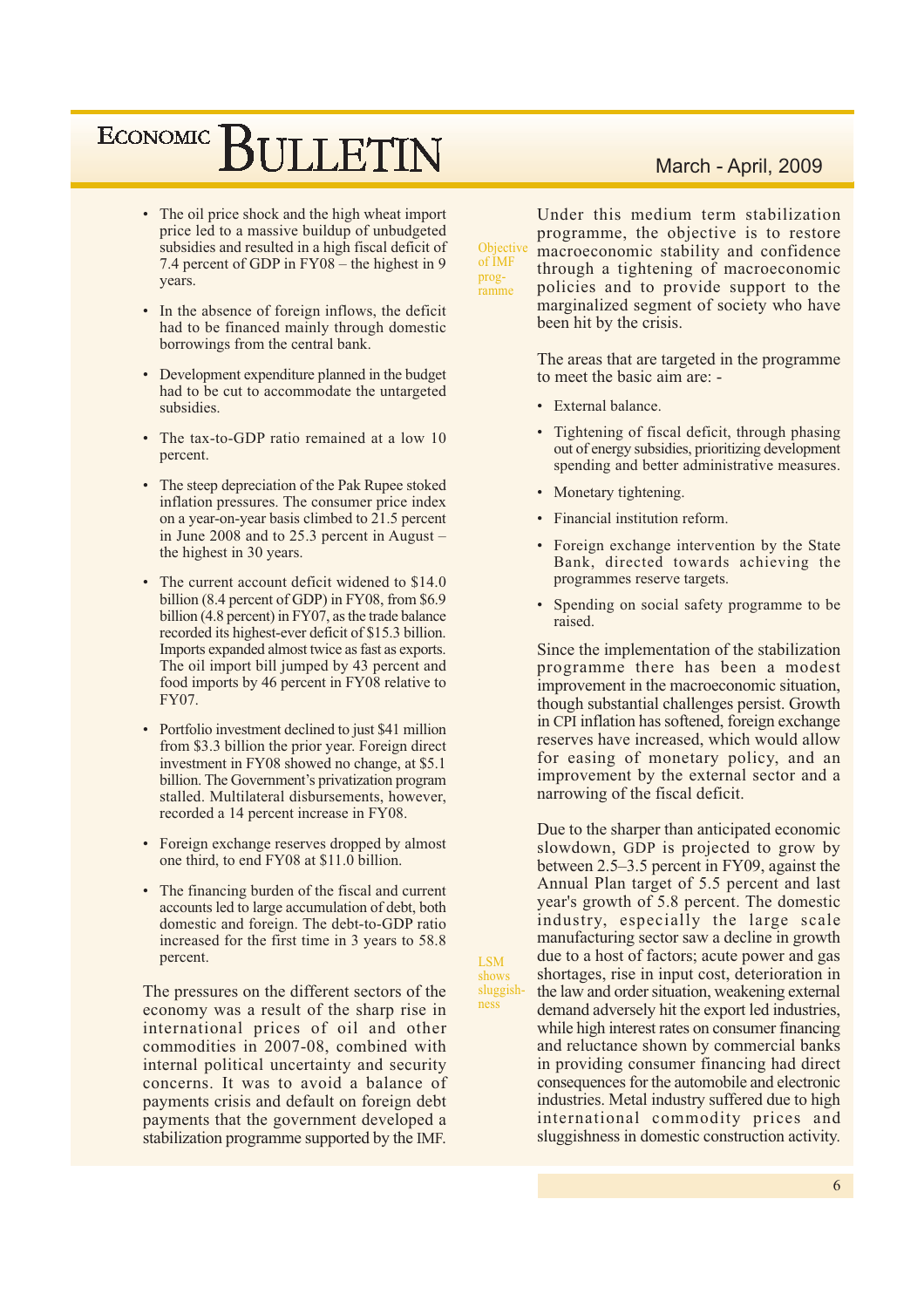- The oil price shock and the high wheat import price led to a massive buildup of unbudgeted subsidies and resulted in a high fiscal deficit of 7.4 percent of GDP in FY08 – the highest in 9 years.

- In the absence of foreign inflows, the deficit had to be financed mainly through domestic borrowings from the central bank.

- Development expenditure planned in the budget had to be cut to accommodate the untargeted subsidies.

- The tax-to-GDP ratio remained at a low 10 percent.

- The steep depreciation of the Pak Rupee stoked inflation pressures. The consumer price index on a year-on-year basis climbed to 21.5 percent in June 2008 and to 25.3 percent in August – the highest in 30 years.

- The current account deficit widened to $14.0 billion (8.4 percent of GDP) in FY08, from $6.9 billion (4.8 percent) in FY07, as the trade balance recorded its highest-ever deficit of $15.3 billion. Imports expanded almost twice as fast as exports. The oil import bill jumped by 43 percent and food imports by 46 percent in FY08 relative to FY07.

- Portfolio investment declined to just $41 million from $3.3 billion the prior year. Foreign direct investment in FY08 showed no change, at $5.1 billion. The Government's privatization program stalled. Multilateral disbursements, however, recorded a 14 percent increase in FY08.

- Foreign exchange reserves dropped by almost one third, to end FY08 at $11.0 billion.

- The financing burden of the fiscal and current accounts led to large accumulation of debt, both domestic and foreign. The debt-to-GDP ratio increased for the first time in 3 years to 58.8 percent.

The pressures on the different sectors of the economy was a result of the sharp rise in international prices of oil and other commodities in 2007-08, combined with internal political uncertainty and security concerns. It was to avoid a balance of payments crisis and default on foreign debt payments that the government developed a stabilization programme supported by the IMF.

*Objective of IMF programme*

Under this medium term stabilization programme, the objective is to restore macroeconomic stability and confidence through a tightening of macroeconomic policies and to provide support to the marginalized segment of society who have been hit by the crisis.

The areas that are targeted in the programme to meet the basic aim are: -

- External balance.
- Tightening of fiscal deficit, through phasing out of energy subsidies, prioritizing development spending and better administrative measures.
- Monetary tightening.
- Financial institution reform.
- Foreign exchange intervention by the State Bank, directed towards achieving the programmes reserve targets.
- Spending on social safety programme to be raised.

Since the implementation of the stabilization programme there has been a modest improvement in the macroeconomic situation, though substantial challenges persist. Growth in CPI inflation has softened, foreign exchange reserves have increased, which would allow for easing of monetary policy, and an improvement by the external sector and a narrowing of the fiscal deficit.

*LSM shows sluggishness*

Due to the sharper than anticipated economic slowdown, GDP is projected to grow by between 2.5–3.5 percent in FY09, against the Annual Plan target of 5.5 percent and last year's growth of 5.8 percent. The domestic industry, especially the large scale manufacturing sector saw a decline in growth due to a host of factors; acute power and gas shortages, rise in input cost, deterioration in the law and order situation, weakening external demand adversely hit the export led industries, while high interest rates on consumer financing and reluctance shown by commercial banks in providing consumer financing had direct consequences for the automobile and electronic industries. Metal industry suffered due to high international commodity prices and sluggishness in domestic construction activity.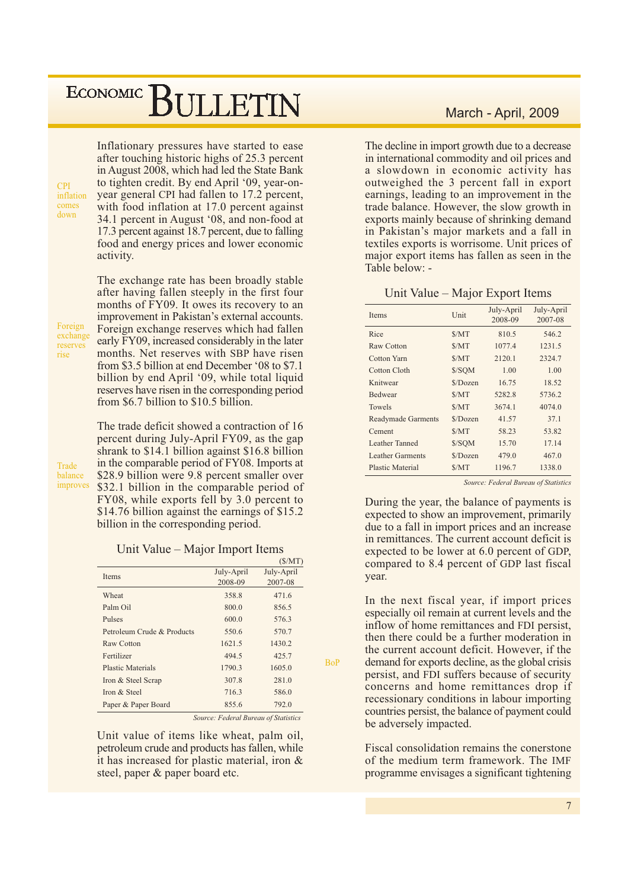**CPI inflation comes down**

Inflationary pressures have started to ease after touching historic highs of 25.3 percent in August 2008, which had led the State Bank to tighten credit. By end April '09, year-on-year general CPI had fallen to 17.2 percent, with food inflation at 17.0 percent against 34.1 percent in August '08, and non-food at 17.3 percent against 18.7 percent, due to falling food and energy prices and lower economic activity.

**Foreign exchange reserves rise**

The exchange rate has been broadly stable after having fallen steeply in the first four months of FY09. It owes its recovery to an improvement in Pakistan's external accounts. Foreign exchange reserves which had fallen early FY09, increased considerably in the later months. Net reserves with SBP have risen from $3.5 billion at end December '08 to $7.1 billion by end April '09, while total liquid reserves have risen in the corresponding period from $6.7 billion to $10.5 billion.

**Trade balance improves**

The trade deficit showed a contraction of 16 percent during July-April FY09, as the gap shrank to $14.1 billion against $16.8 billion in the comparable period of FY08. Imports at $28.9 billion were 9.8 percent smaller over $32.1 billion in the comparable period of FY08, while exports fell by 3.0 percent to $14.76 billion against the earnings of $15.2 billion in the corresponding period.

**Unit Value – Major Import Items**

($/MT)

| Items | July-April 2008-09 | July-April 2007-08 |
|---|---|---|
| Wheat | 358.8 | 471.6 |
| Palm Oil | 800.0 | 856.5 |
| Pulses | 600.0 | 576.3 |
| Petroleum Crude & Products | 550.6 | 570.7 |
| Raw Cotton | 1621.5 | 1430.2 |
| Fertilizer | 494.5 | 425.7 |
| Plastic Materials | 1790.3 | 1605.0 |
| Iron & Steel Scrap | 307.8 | 281.0 |
| Iron & Steel | 716.3 | 586.0 |
| Paper & Paper Board | 855.6 | 792.0 |

*Source: Federal Bureau of Statistics*

Unit value of items like wheat, palm oil, petroleum crude and products has fallen, while it has increased for plastic material, iron & steel, paper & paper board etc.

The decline in import growth due to a decrease in international commodity and oil prices and a slowdown in economic activity has outweighed the 3 percent fall in export earnings, leading to an improvement in the trade balance. However, the slow growth in exports mainly because of shrinking demand in Pakistan's major markets and a fall in textiles exports is worrisome. Unit prices of major export items has fallen as seen in the Table below: -

**Unit Value – Major Export Items**

| Items | Unit | July-April 2008-09 | July-April 2007-08 |
|---|---|---|---|
| Rice | $/MT | 810.5 | 546.2 |
| Raw Cotton | $/MT | 1077.4 | 1231.5 |
| Cotton Yarn | $/MT | 2120.1 | 2324.7 |
| Cotton Cloth | $/SQM | 1.00 | 1.00 |
| Knitwear | $/Dozen | 16.75 | 18.52 |
| Bedwear | $/MT | 5282.8 | 5736.2 |
| Towels | $/MT | 3674.1 | 4074.0 |
| Readymade Garments | $/Dozen | 41.57 | 37.1 |
| Cement | $/MT | 58.23 | 53.82 |
| Leather Tanned | $/SQM | 15.70 | 17.14 |
| Leather Garments | $/Dozen | 479.0 | 467.0 |
| Plastic Material | $/MT | 1196.7 | 1338.0 |

*Source: Federal Bureau of Statistics*

**BoP**

During the year, the balance of payments is expected to show an improvement, primarily due to a fall in import prices and an increase in remittances. The current account deficit is expected to be lower at 6.0 percent of GDP, compared to 8.4 percent of GDP last fiscal year.

In the next fiscal year, if import prices especially oil remain at current levels and the inflow of home remittances and FDI persist, then there could be a further moderation in the current account deficit. However, if the demand for exports decline, as the global crisis persist, and FDI suffers because of security concerns and home remittances drop if recessionary conditions in labour importing countries persist, the balance of payment could be adversely impacted.

Fiscal consolidation remains the conerstone of the medium term framework. The IMF programme envisages a significant tightening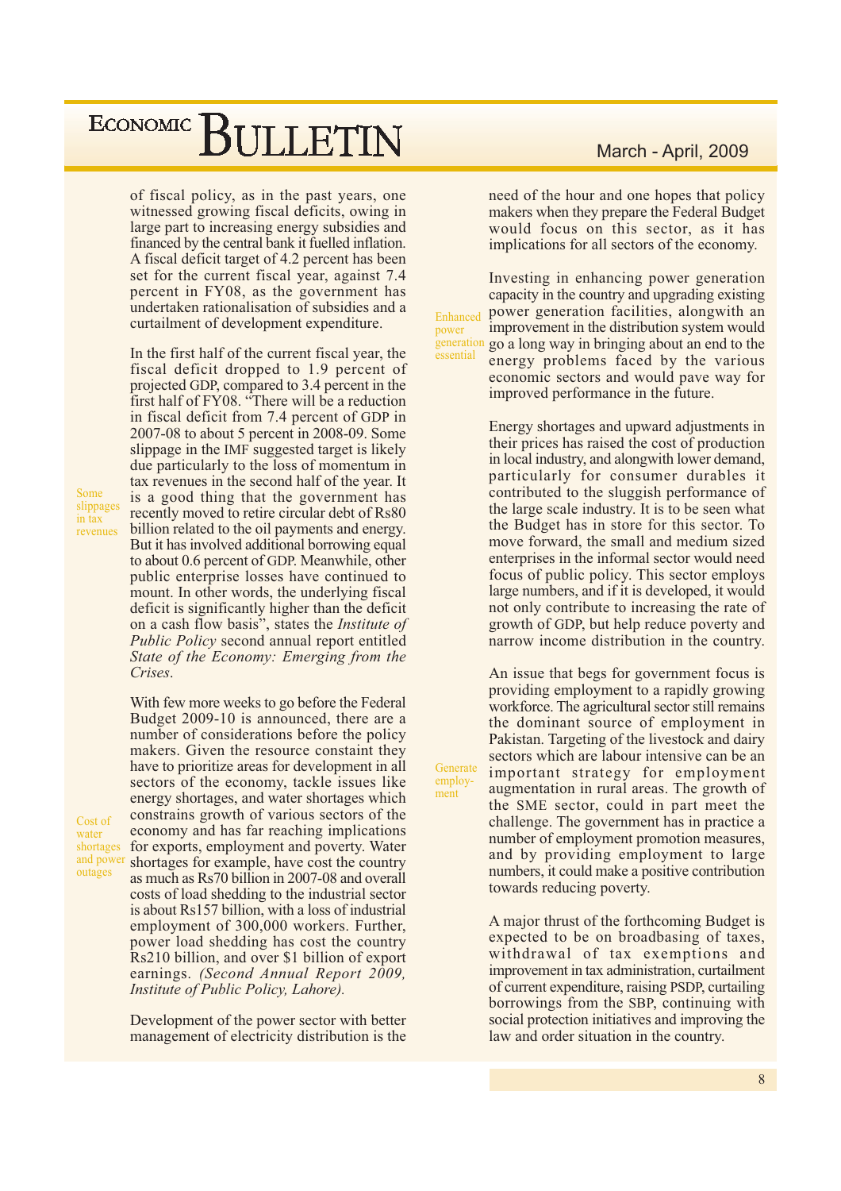of fiscal policy, as in the past years, one witnessed growing fiscal deficits, owing in large part to increasing energy subsidies and financed by the central bank it fuelled inflation. A fiscal deficit target of 4.2 percent has been set for the current fiscal year, against 7.4 percent in FY08, as the government has undertaken rationalisation of subsidies and a curtailment of development expenditure.

*Some slippages in tax revenues*

In the first half of the current fiscal year, the fiscal deficit dropped to 1.9 percent of projected GDP, compared to 3.4 percent in the first half of FY08. "There will be a reduction in fiscal deficit from 7.4 percent of GDP in 2007-08 to about 5 percent in 2008-09. Some slippage in the IMF suggested target is likely due particularly to the loss of momentum in tax revenues in the second half of the year. It is a good thing that the government has recently moved to retire circular debt of Rs80 billion related to the oil payments and energy. But it has involved additional borrowing equal to about 0.6 percent of GDP. Meanwhile, other public enterprise losses have continued to mount. In other words, the underlying fiscal deficit is significantly higher than the deficit on a cash flow basis", states the *Institute of Public Policy* second annual report entitled *State of the Economy: Emerging from the Crises*.

*Cost of water shortages and power outages*

With few more weeks to go before the Federal Budget 2009-10 is announced, there are a number of considerations before the policy makers. Given the resource constaint they have to prioritize areas for development in all sectors of the economy, tackle issues like energy shortages, and water shortages which constrains growth of various sectors of the economy and has far reaching implications for exports, employment and poverty. Water shortages for example, have cost the country as much as Rs70 billion in 2007-08 and overall costs of load shedding to the industrial sector is about Rs157 billion, with a loss of industrial employment of 300,000 workers. Further, power load shedding has cost the country Rs210 billion, and over $1 billion of export earnings. *(Second Annual Report 2009, Institute of Public Policy, Lahore).*

Development of the power sector with better management of electricity distribution is the need of the hour and one hopes that policy makers when they prepare the Federal Budget would focus on this sector, as it has implications for all sectors of the economy.

*Enhanced power generation essential*

Investing in enhancing power generation capacity in the country and upgrading existing power generation facilities, alongwith an improvement in the distribution system would go a long way in bringing about an end to the energy problems faced by the various economic sectors and would pave way for improved performance in the future.

Energy shortages and upward adjustments in their prices has raised the cost of production in local industry, and alongwith lower demand, particularly for consumer durables it contributed to the sluggish performance of the large scale industry. It is to be seen what the Budget has in store for this sector. To move forward, the small and medium sized enterprises in the informal sector would need focus of public policy. This sector employs large numbers, and if it is developed, it would not only contribute to increasing the rate of growth of GDP, but help reduce poverty and narrow income distribution in the country.

*Generate employment*

An issue that begs for government focus is providing employment to a rapidly growing workforce. The agricultural sector still remains the dominant source of employment in Pakistan. Targeting of the livestock and dairy sectors which are labour intensive can be an important strategy for employment augmentation in rural areas. The growth of the SME sector, could in part meet the challenge. The government has in practice a number of employment promotion measures, and by providing employment to large numbers, it could make a positive contribution towards reducing poverty.

A major thrust of the forthcoming Budget is expected to be on broadbasing of taxes, withdrawal of tax exemptions and improvement in tax administration, curtailment of current expenditure, raising PSDP, curtailing borrowings from the SBP, continuing with social protection initiatives and improving the law and order situation in the country.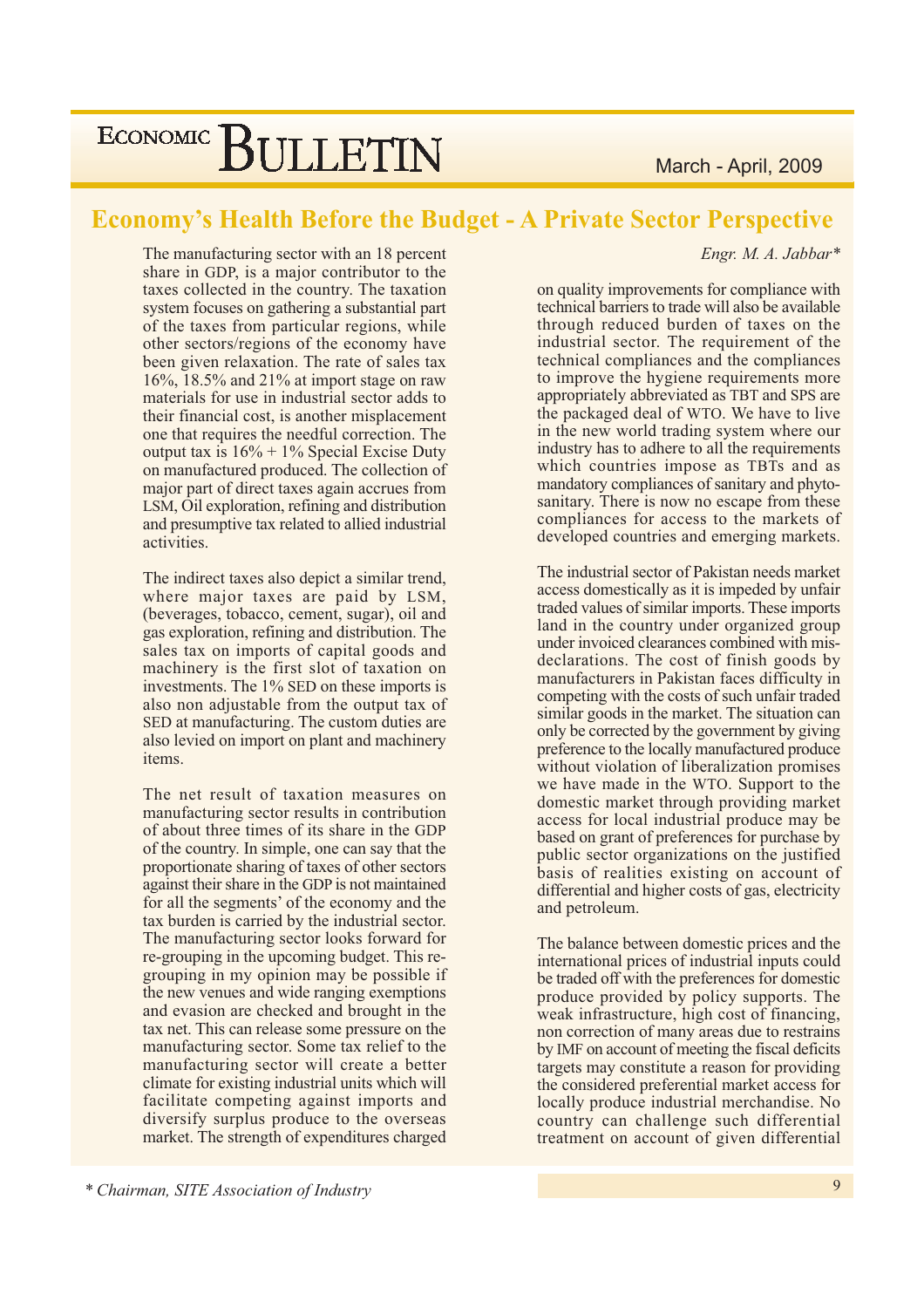# Economy's Health Before the Budget - A Private Sector Perspective

*Engr. M. A. Jabbar**

The manufacturing sector with an 18 percent share in GDP, is a major contributor to the taxes collected in the country. The taxation system focuses on gathering a substantial part of the taxes from particular regions, while other sectors/regions of the economy have been given relaxation. The rate of sales tax 16%, 18.5% and 21% at import stage on raw materials for use in industrial sector adds to their financial cost, is another misplacement one that requires the needful correction. The output tax is 16% + 1% Special Excise Duty on manufactured produced. The collection of major part of direct taxes again accrues from LSM, Oil exploration, refining and distribution and presumptive tax related to allied industrial activities.

The indirect taxes also depict a similar trend, where major taxes are paid by LSM, (beverages, tobacco, cement, sugar), oil and gas exploration, refining and distribution. The sales tax on imports of capital goods and machinery is the first slot of taxation on investments. The 1% SED on these imports is also non adjustable from the output tax of SED at manufacturing. The custom duties are also levied on import on plant and machinery items.

The net result of taxation measures on manufacturing sector results in contribution of about three times of its share in the GDP of the country. In simple, one can say that the proportionate sharing of taxes of other sectors against their share in the GDP is not maintained for all the segments' of the economy and the tax burden is carried by the industrial sector. The manufacturing sector looks forward for re-grouping in the upcoming budget. This re-grouping in my opinion may be possible if the new venues and wide ranging exemptions and evasion are checked and brought in the tax net. This can release some pressure on the manufacturing sector. Some tax relief to the manufacturing sector will create a better climate for existing industrial units which will facilitate competing against imports and diversify surplus produce to the overseas market. The strength of expenditures charged on quality improvements for compliance with technical barriers to trade will also be available through reduced burden of taxes on the industrial sector. The requirement of the technical compliances and the compliances to improve the hygiene requirements more appropriately abbreviated as TBT and SPS are the packaged deal of WTO. We have to live in the new world trading system where our industry has to adhere to all the requirements which countries impose as TBTs and as mandatory compliances of sanitary and phyto-sanitary. There is now no escape from these compliances for access to the markets of developed countries and emerging markets.

The industrial sector of Pakistan needs market access domestically as it is impeded by unfair traded values of similar imports. These imports land in the country under organized group under invoiced clearances combined with mis-declarations. The cost of finish goods by manufacturers in Pakistan faces difficulty in competing with the costs of such unfair traded similar goods in the market. The situation can only be corrected by the government by giving preference to the locally manufactured produce without violation of liberalization promises we have made in the WTO. Support to the domestic market through providing market access for local industrial produce may be based on grant of preferences for purchase by public sector organizations on the justified basis of realities existing on account of differential and higher costs of gas, electricity and petroleum.

The balance between domestic prices and the international prices of industrial inputs could be traded off with the preferences for domestic produce provided by policy supports. The weak infrastructure, high cost of financing, non correction of many areas due to restrains by IMF on account of meeting the fiscal deficits targets may constitute a reason for providing the considered preferential market access for locally produce industrial merchandise. No country can challenge such differential treatment on account of given differential

*\* Chairman, SITE Association of Industry*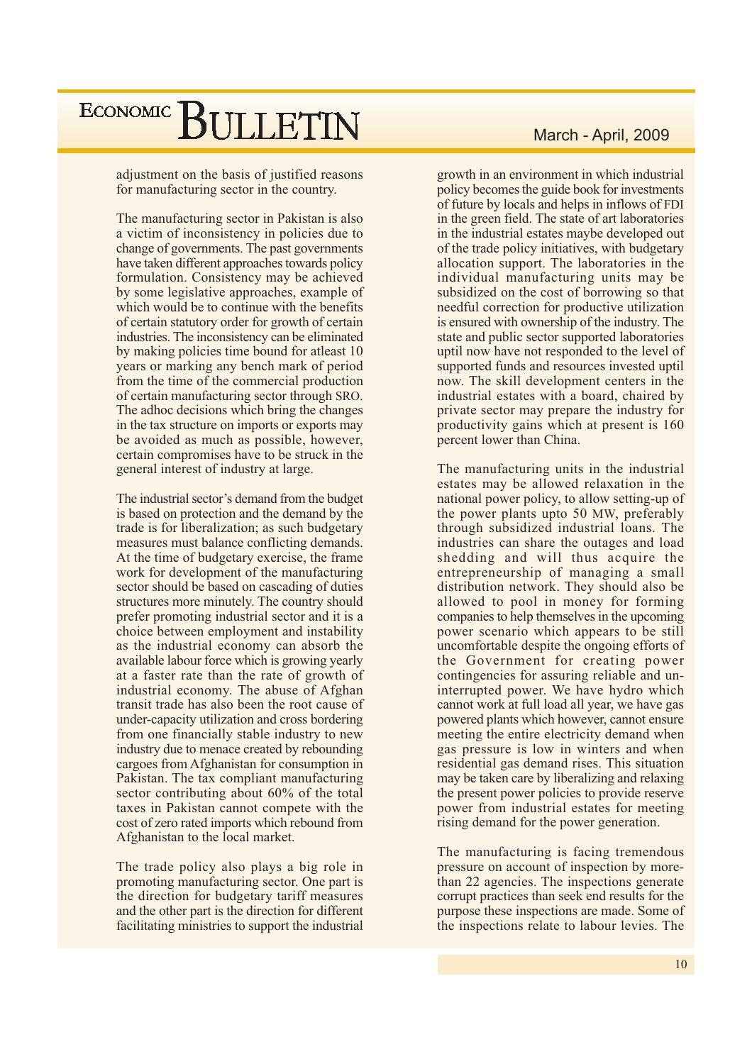adjustment on the basis of justified reasons for manufacturing sector in the country.

The manufacturing sector in Pakistan is also a victim of inconsistency in policies due to change of governments. The past governments have taken different approaches towards policy formulation. Consistency may be achieved by some legislative approaches, example of which would be to continue with the benefits of certain statutory order for growth of certain industries. The inconsistency can be eliminated by making policies time bound for atleast 10 years or marking any bench mark of period from the time of the commercial production of certain manufacturing sector through SRO. The adhoc decisions which bring the changes in the tax structure on imports or exports may be avoided as much as possible, however, certain compromises have to be struck in the general interest of industry at large.

The industrial sector's demand from the budget is based on protection and the demand by the trade is for liberalization; as such budgetary measures must balance conflicting demands. At the time of budgetary exercise, the frame work for development of the manufacturing sector should be based on cascading of duties structures more minutely. The country should prefer promoting industrial sector and it is a choice between employment and instability as the industrial economy can absorb the available labour force which is growing yearly at a faster rate than the rate of growth of industrial economy. The abuse of Afghan transit trade has also been the root cause of under-capacity utilization and cross bordering from one financially stable industry to new industry due to menace created by rebounding cargoes from Afghanistan for consumption in Pakistan. The tax compliant manufacturing sector contributing about 60% of the total taxes in Pakistan cannot compete with the cost of zero rated imports which rebound from Afghanistan to the local market.

The trade policy also plays a big role in promoting manufacturing sector. One part is the direction for budgetary tariff measures and the other part is the direction for different facilitating ministries to support the industrial growth in an environment in which industrial policy becomes the guide book for investments of future by locals and helps in inflows of FDI in the green field. The state of art laboratories in the industrial estates maybe developed out of the trade policy initiatives, with budgetary allocation support. The laboratories in the individual manufacturing units may be subsidized on the cost of borrowing so that needful correction for productive utilization is ensured with ownership of the industry. The state and public sector supported laboratories uptil now have not responded to the level of supported funds and resources invested uptil now. The skill development centers in the industrial estates with a board, chaired by private sector may prepare the industry for productivity gains which at present is 160 percent lower than China.

The manufacturing units in the industrial estates may be allowed relaxation in the national power policy, to allow setting-up of the power plants upto 50 MW, preferably through subsidized industrial loans. The industries can share the outages and load shedding and will thus acquire the entrepreneurship of managing a small distribution network. They should also be allowed to pool in money for forming companies to help themselves in the upcoming power scenario which appears to be still uncomfortable despite the ongoing efforts of the Government for creating power contingencies for assuring reliable and un-interrupted power. We have hydro which cannot work at full load all year, we have gas powered plants which however, cannot ensure meeting the entire electricity demand when gas pressure is low in winters and when residential gas demand rises. This situation may be taken care by liberalizing and relaxing the present power policies to provide reserve power from industrial estates for meeting rising demand for the power generation.

The manufacturing is facing tremendous pressure on account of inspection by more-than 22 agencies. The inspections generate corrupt practices than seek end results for the purpose these inspections are made. Some of the inspections relate to labour levies. The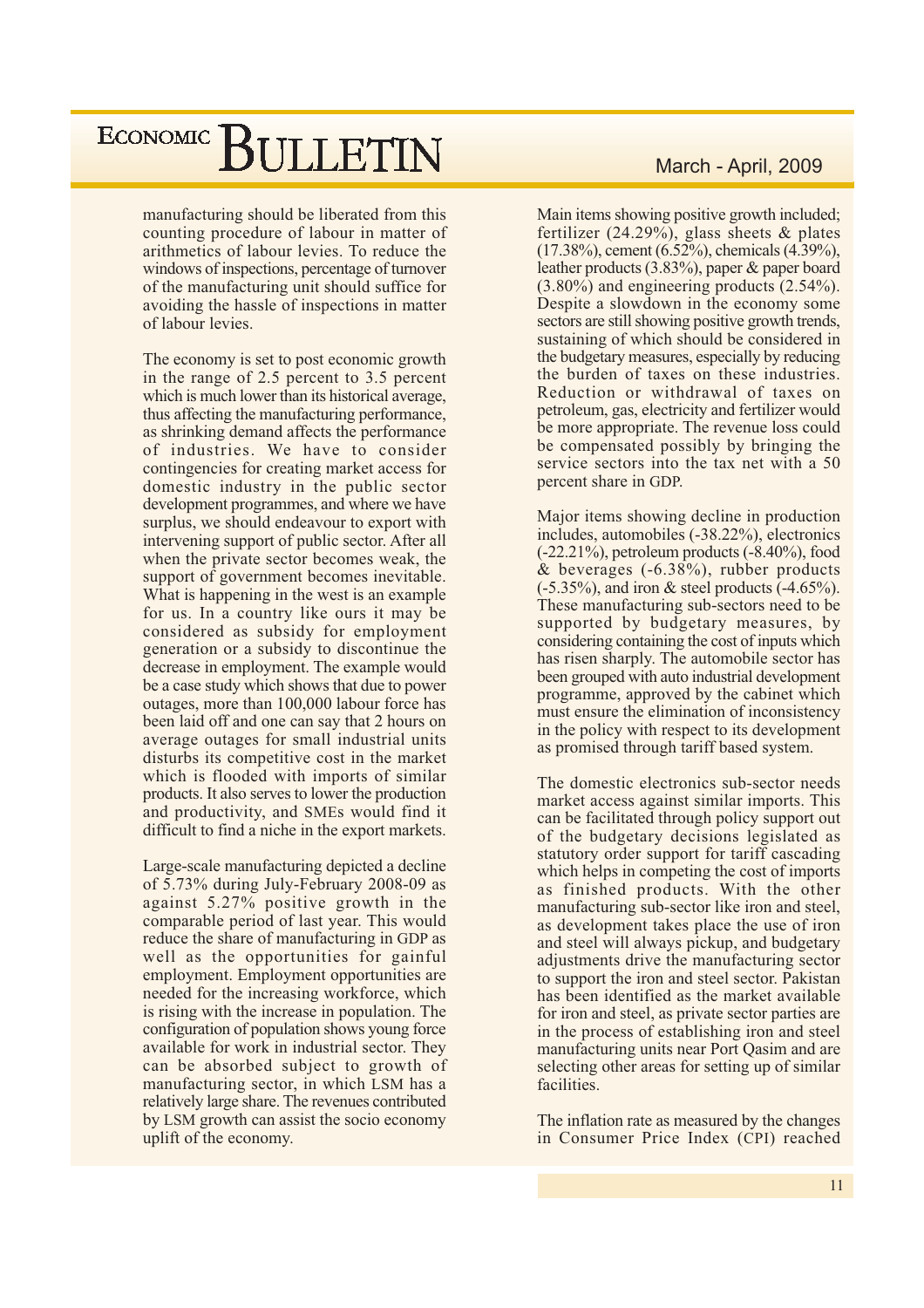manufacturing should be liberated from this counting procedure of labour in matter of arithmetics of labour levies. To reduce the windows of inspections, percentage of turnover of the manufacturing unit should suffice for avoiding the hassle of inspections in matter of labour levies.

The economy is set to post economic growth in the range of 2.5 percent to 3.5 percent which is much lower than its historical average, thus affecting the manufacturing performance, as shrinking demand affects the performance of industries. We have to consider contingencies for creating market access for domestic industry in the public sector development programmes, and where we have surplus, we should endeavour to export with intervening support of public sector. After all when the private sector becomes weak, the support of government becomes inevitable. What is happening in the west is an example for us. In a country like ours it may be considered as subsidy for employment generation or a subsidy to discontinue the decrease in employment. The example would be a case study which shows that due to power outages, more than 100,000 labour force has been laid off and one can say that 2 hours on average outages for small industrial units disturbs its competitive cost in the market which is flooded with imports of similar products. It also serves to lower the production and productivity, and SMEs would find it difficult to find a niche in the export markets.

Large-scale manufacturing depicted a decline of 5.73% during July-February 2008-09 as against 5.27% positive growth in the comparable period of last year. This would reduce the share of manufacturing in GDP as well as the opportunities for gainful employment. Employment opportunities are needed for the increasing workforce, which is rising with the increase in population. The configuration of population shows young force available for work in industrial sector. They can be absorbed subject to growth of manufacturing sector, in which LSM has a relatively large share. The revenues contributed by LSM growth can assist the socio economy uplift of the economy.

Main items showing positive growth included; fertilizer (24.29%), glass sheets & plates (17.38%), cement (6.52%), chemicals (4.39%), leather products (3.83%), paper & paper board (3.80%) and engineering products (2.54%). Despite a slowdown in the economy some sectors are still showing positive growth trends, sustaining of which should be considered in the budgetary measures, especially by reducing the burden of taxes on these industries. Reduction or withdrawal of taxes on petroleum, gas, electricity and fertilizer would be more appropriate. The revenue loss could be compensated possibly by bringing the service sectors into the tax net with a 50 percent share in GDP.

Major items showing decline in production includes, automobiles (-38.22%), electronics (-22.21%), petroleum products (-8.40%), food & beverages (-6.38%), rubber products (-5.35%), and iron & steel products (-4.65%). These manufacturing sub-sectors need to be supported by budgetary measures, by considering containing the cost of inputs which has risen sharply. The automobile sector has been grouped with auto industrial development programme, approved by the cabinet which must ensure the elimination of inconsistency in the policy with respect to its development as promised through tariff based system.

The domestic electronics sub-sector needs market access against similar imports. This can be facilitated through policy support out of the budgetary decisions legislated as statutory order support for tariff cascading which helps in competing the cost of imports as finished products. With the other manufacturing sub-sector like iron and steel, as development takes place the use of iron and steel will always pickup, and budgetary adjustments drive the manufacturing sector to support the iron and steel sector. Pakistan has been identified as the market available for iron and steel, as private sector parties are in the process of establishing iron and steel manufacturing units near Port Qasim and are selecting other areas for setting up of similar facilities.

The inflation rate as measured by the changes in Consumer Price Index (CPI) reached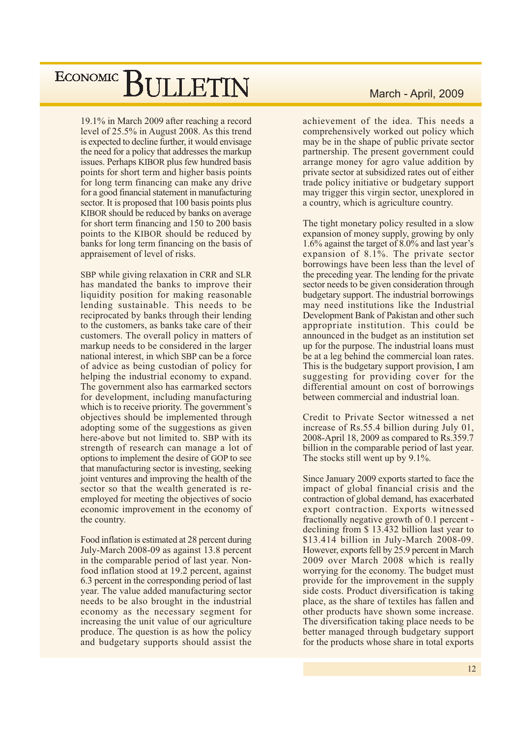19.1% in March 2009 after reaching a record level of 25.5% in August 2008. As this trend is expected to decline further, it would envisage the need for a policy that addresses the markup issues. Perhaps KIBOR plus few hundred basis points for short term and higher basis points for long term financing can make any drive for a good financial statement in manufacturing sector. It is proposed that 100 basis points plus KIBOR should be reduced by banks on average for short term financing and 150 to 200 basis points to the KIBOR should be reduced by banks for long term financing on the basis of appraisement of level of risks.

SBP while giving relaxation in CRR and SLR has mandated the banks to improve their liquidity position for making reasonable lending sustainable. This needs to be reciprocated by banks through their lending to the customers, as banks take care of their customers. The overall policy in matters of markup needs to be considered in the larger national interest, in which SBP can be a force of advice as being custodian of policy for helping the industrial economy to expand. The government also has earmarked sectors for development, including manufacturing which is to receive priority. The government's objectives should be implemented through adopting some of the suggestions as given here-above but not limited to. SBP with its strength of research can manage a lot of options to implement the desire of GOP to see that manufacturing sector is investing, seeking joint ventures and improving the health of the sector so that the wealth generated is re-employed for meeting the objectives of socio economic improvement in the economy of the country.

Food inflation is estimated at 28 percent during July-March 2008-09 as against 13.8 percent in the comparable period of last year. Non-food inflation stood at 19.2 percent, against 6.3 percent in the corresponding period of last year. The value added manufacturing sector needs to be also brought in the industrial economy as the necessary segment for increasing the unit value of our agriculture produce. The question is as how the policy and budgetary supports should assist the achievement of the idea. This needs a comprehensively worked out policy which may be in the shape of public private sector partnership. The present government could arrange money for agro value addition by private sector at subsidized rates out of either trade policy initiative or budgetary support may trigger this virgin sector, unexplored in a country, which is agriculture country.

The tight monetary policy resulted in a slow expansion of money supply, growing by only 1.6% against the target of 8.0% and last year's expansion of 8.1%. The private sector borrowings have been less than the level of the preceding year. The lending for the private sector needs to be given consideration through budgetary support. The industrial borrowings may need institutions like the Industrial Development Bank of Pakistan and other such appropriate institution. This could be announced in the budget as an institution set up for the purpose. The industrial loans must be at a leg behind the commercial loan rates. This is the budgetary support provision, I am suggesting for providing cover for the differential amount on cost of borrowings between commercial and industrial loan.

Credit to Private Sector witnessed a net increase of Rs.55.4 billion during July 01, 2008-April 18, 2009 as compared to Rs.359.7 billion in the comparable period of last year. The stocks still went up by 9.1%.

Since January 2009 exports started to face the impact of global financial crisis and the contraction of global demand, has exacerbated export contraction. Exports witnessed fractionally negative growth of 0.1 percent - declining from $ 13.432 billion last year to $13.414 billion in July-March 2008-09. However, exports fell by 25.9 percent in March 2009 over March 2008 which is really worrying for the economy. The budget must provide for the improvement in the supply side costs. Product diversification is taking place, as the share of textiles has fallen and other products have shown some increase. The diversification taking place needs to be better managed through budgetary support for the products whose share in total exports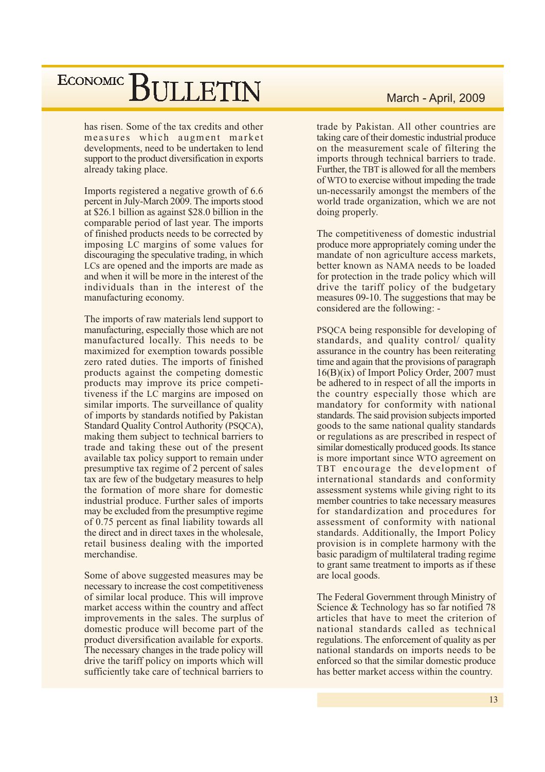has risen. Some of the tax credits and other measures which augment market developments, need to be undertaken to lend support to the product diversification in exports already taking place.

Imports registered a negative growth of 6.6 percent in July-March 2009. The imports stood at $26.1 billion as against $28.0 billion in the comparable period of last year. The imports of finished products needs to be corrected by imposing LC margins of some values for discouraging the speculative trading, in which LCs are opened and the imports are made as and when it will be more in the interest of the individuals than in the interest of the manufacturing economy.

The imports of raw materials lend support to manufacturing, especially those which are not manufactured locally. This needs to be maximized for exemption towards possible zero rated duties. The imports of finished products against the competing domestic products may improve its price competitiveness if the LC margins are imposed on similar imports. The surveillance of quality of imports by standards notified by Pakistan Standard Quality Control Authority (PSQCA), making them subject to technical barriers to trade and taking these out of the present available tax policy support to remain under presumptive tax regime of 2 percent of sales tax are few of the budgetary measures to help the formation of more share for domestic industrial produce. Further sales of imports may be excluded from the presumptive regime of 0.75 percent as final liability towards all the direct and in direct taxes in the wholesale, retail business dealing with the imported merchandise.

Some of above suggested measures may be necessary to increase the cost competitiveness of similar local produce. This will improve market access within the country and affect improvements in the sales. The surplus of domestic produce will become part of the product diversification available for exports. The necessary changes in the trade policy will drive the tariff policy on imports which will sufficiently take care of technical barriers to trade by Pakistan. All other countries are taking care of their domestic industrial produce on the measurement scale of filtering the imports through technical barriers to trade. Further, the TBT is allowed for all the members of WTO to exercise without impeding the trade un-necessarily amongst the members of the world trade organization, which we are not doing properly.

The competitiveness of domestic industrial produce more appropriately coming under the mandate of non agriculture access markets, better known as NAMA needs to be loaded for protection in the trade policy which will drive the tariff policy of the budgetary measures 09-10. The suggestions that may be considered are the following: -

PSQCA being responsible for developing of standards, and quality control/ quality assurance in the country has been reiterating time and again that the provisions of paragraph 16(B)(ix) of Import Policy Order, 2007 must be adhered to in respect of all the imports in the country especially those which are mandatory for conformity with national standards. The said provision subjects imported goods to the same national quality standards or regulations as are prescribed in respect of similar domestically produced goods. Its stance is more important since WTO agreement on TBT encourage the development of international standards and conformity assessment systems while giving right to its member countries to take necessary measures for standardization and procedures for assessment of conformity with national standards. Additionally, the Import Policy provision is in complete harmony with the basic paradigm of multilateral trading regime to grant same treatment to imports as if these are local goods.

The Federal Government through Ministry of Science & Technology has so far notified 78 articles that have to meet the criterion of national standards called as technical regulations. The enforcement of quality as per national standards on imports needs to be enforced so that the similar domestic produce has better market access within the country.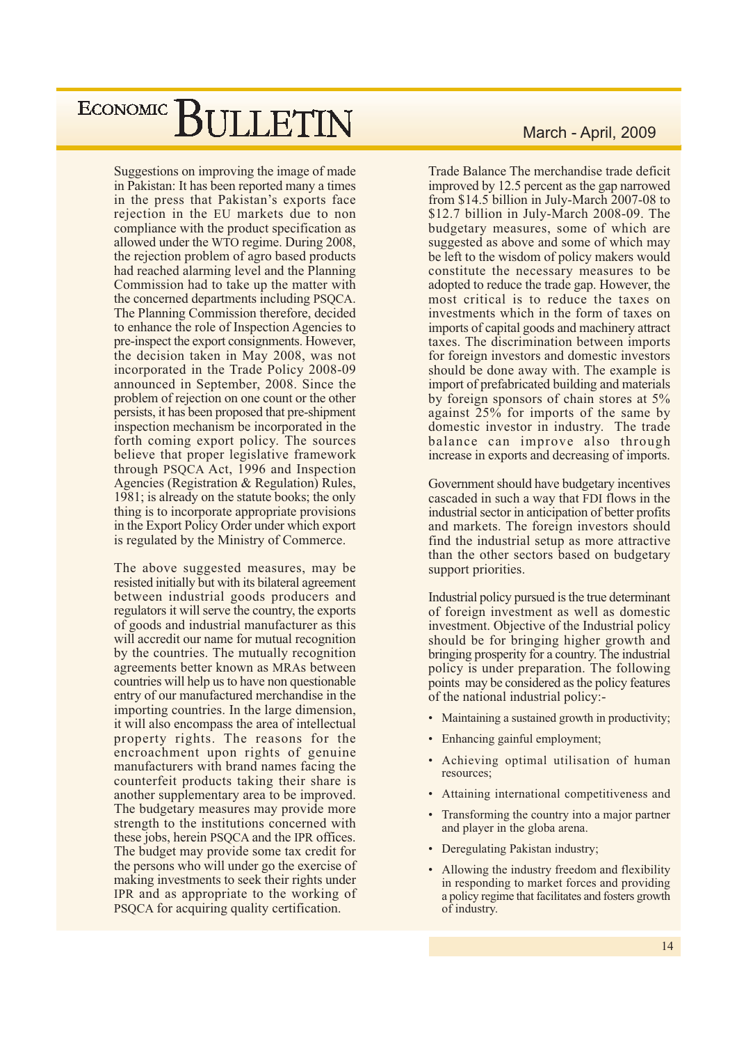Suggestions on improving the image of made in Pakistan: It has been reported many a times in the press that Pakistan's exports face rejection in the EU markets due to non compliance with the product specification as allowed under the WTO regime. During 2008, the rejection problem of agro based products had reached alarming level and the Planning Commission had to take up the matter with the concerned departments including PSQCA. The Planning Commission therefore, decided to enhance the role of Inspection Agencies to pre-inspect the export consignments. However, the decision taken in May 2008, was not incorporated in the Trade Policy 2008-09 announced in September, 2008. Since the problem of rejection on one count or the other persists, it has been proposed that pre-shipment inspection mechanism be incorporated in the forth coming export policy. The sources believe that proper legislative framework through PSQCA Act, 1996 and Inspection Agencies (Registration & Regulation) Rules, 1981; is already on the statute books; the only thing is to incorporate appropriate provisions in the Export Policy Order under which export is regulated by the Ministry of Commerce.

The above suggested measures, may be resisted initially but with its bilateral agreement between industrial goods producers and regulators it will serve the country, the exports of goods and industrial manufacturer as this will accredit our name for mutual recognition by the countries. The mutually recognition agreements better known as MRAs between countries will help us to have non questionable entry of our manufactured merchandise in the importing countries. In the large dimension, it will also encompass the area of intellectual property rights. The reasons for the encroachment upon rights of genuine manufacturers with brand names facing the counterfeit products taking their share is another supplementary area to be improved. The budgetary measures may provide more strength to the institutions concerned with these jobs, herein PSQCA and the IPR offices. The budget may provide some tax credit for the persons who will under go the exercise of making investments to seek their rights under IPR and as appropriate to the working of PSQCA for acquiring quality certification.

Trade Balance The merchandise trade deficit improved by 12.5 percent as the gap narrowed from $14.5 billion in July-March 2007-08 to $12.7 billion in July-March 2008-09. The budgetary measures, some of which are suggested as above and some of which may be left to the wisdom of policy makers would constitute the necessary measures to be adopted to reduce the trade gap. However, the most critical is to reduce the taxes on investments which in the form of taxes on imports of capital goods and machinery attract taxes. The discrimination between imports for foreign investors and domestic investors should be done away with. The example is import of prefabricated building and materials by foreign sponsors of chain stores at 5% against 25% for imports of the same by domestic investor in industry. The trade balance can improve also through increase in exports and decreasing of imports.

Government should have budgetary incentives cascaded in such a way that FDI flows in the industrial sector in anticipation of better profits and markets. The foreign investors should find the industrial setup as more attractive than the other sectors based on budgetary support priorities.

Industrial policy pursued is the true determinant of foreign investment as well as domestic investment. Objective of the Industrial policy should be for bringing higher growth and bringing prosperity for a country. The industrial policy is under preparation. The following points may be considered as the policy features of the national industrial policy:-

- Maintaining a sustained growth in productivity;
- Enhancing gainful employment;
- Achieving optimal utilisation of human resources;
- Attaining international competitiveness and
- Transforming the country into a major partner and player in the globa arena.
- Deregulating Pakistan industry;
- Allowing the industry freedom and flexibility in responding to market forces and providing a policy regime that facilitates and fosters growth of industry.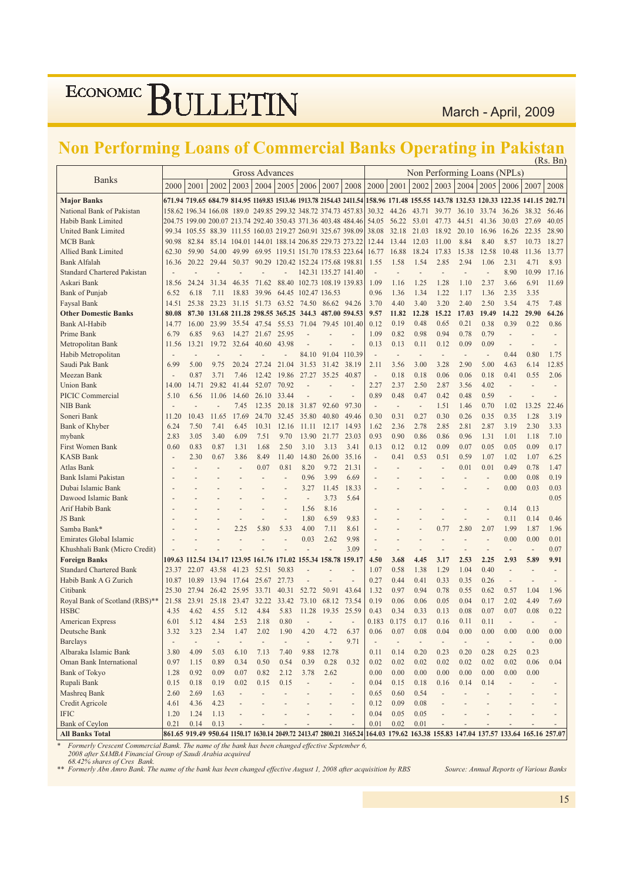# Non Performing Loans of Commercial Banks Operating in Pakistan

(Rs. Bn)

| Banks | Gross Advances | | | | | | | | | Non Performing Loans (NPLs) | | | | | | | | |
|---|---|---|---|---|---|---|---|---|---|---|---|---|---|---|---|---|---|---|
| | 2000 | 2001 | 2002 | 2003 | 2004 | 2005 | 2006 | 2007 | 2008 | 2000 | 2001 | 2002 | 2003 | 2004 | 2005 | 2006 | 2007 | 2008 |
| **Major Banks** | **671.94** | **719.65** | **684.79** | **814.95** | **1169.83** | **1513.46** | **1913.78** | **2154.43** | **2411.54** | **158.96** | **171.48** | **155.55** | **143.78** | **132.53** | **120.33** | **122.35** | **141.15** | **202.71** |
| National Bank of Pakistan | 158.62 | 196.34 | 166.08 | 189.0 | 249.85 | 299.32 | 348.72 | 374.73 | 457.83 | 30.32 | 44.26 | 43.71 | 39.77 | 36.10 | 33.74 | 36.26 | 38.32 | 56.46 |
| Habib Bank Limited | 204.75 | 199.00 | 200.07 | 213.74 | 292.40 | 350.43 | 371.36 | 403.48 | 484.46 | 54.05 | 56.22 | 53.01 | 47.73 | 44.51 | 41.36 | 30.03 | 27.69 | 40.05 |
| United Bank Limited | 99.34 | 105.55 | 88.39 | 111.55 | 160.03 | 219.27 | 260.91 | 325.67 | 398.09 | 38.08 | 32.18 | 21.03 | 18.92 | 20.10 | 16.96 | 16.26 | 22.35 | 28.90 |
| MCB Bank | 90.98 | 82.84 | 85.14 | 104.01 | 144.01 | 188.14 | 206.85 | 229.73 | 273.22 | 12.44 | 13.44 | 12.03 | 11.00 | 8.84 | 8.40 | 8.57 | 10.73 | 18.27 |
| Allied Bank Limited | 62.30 | 59.90 | 54.00 | 49.99 | 69.95 | 119.51 | 151.70 | 178.53 | 223.64 | 16.77 | 16.88 | 18.24 | 17.83 | 15.38 | 12.58 | 10.48 | 11.36 | 13.77 |
| Bank Alfalah | 16.36 | 20.22 | 29.44 | 50.37 | 90.29 | 120.42 | 152.24 | 175.68 | 198.81 | 1.55 | 1.58 | 1.54 | 2.85 | 2.94 | 1.06 | 2.31 | 4.71 | 8.93 |
| Standard Chartered Pakistan | - | - | - | - | - | - | 142.31 | 135.27 | 141.40 | - | - | - | - | - | - | 8.90 | 10.99 | 17.16 |
| Askari Bank | 18.56 | 24.24 | 31.34 | 46.35 | 71.62 | 88.40 | 102.73 | 108.19 | 139.83 | 1.09 | 1.16 | 1.25 | 1.28 | 1.10 | 2.37 | 3.66 | 6.91 | 11.69 |
| Bank of Punjab | 6.52 | 6.18 | 7.11 | 18.83 | 39.96 | 64.45 | 102.47 | 136.53 | | 0.96 | 1.36 | 1.34 | 1.22 | 1.17 | 1.36 | 2.35 | 3.35 | |
| Faysal Bank | 14.51 | 25.38 | 23.23 | 31.15 | 51.73 | 63.52 | 74.50 | 86.62 | 94.26 | 3.70 | 4.40 | 3.40 | 3.20 | 2.40 | 2.50 | 3.54 | 4.75 | 7.48 |
| **Other Domestic Banks** | **80.08** | **87.30** | **131.68** | **211.28** | **298.55** | **365.25** | **344.3** | **487.00** | **594.53** | **9.57** | **11.82** | **12.28** | **15.22** | **17.03** | **19.49** | **14.22** | **29.90** | **64.26** |
| Bank Al-Habib | 14.77 | 16.00 | 23.99 | 35.54 | 47.54 | 55.53 | 71.04 | 79.45 | 101.40 | 0.12 | 0.19 | 0.48 | 0.65 | 0.21 | 0.38 | 0.39 | 0.22 | 0.86 |
| Prime Bank | 6.79 | 6.85 | 9.63 | 14.27 | 21.67 | 25.95 | - | - | - | 1.09 | 0.82 | 0.98 | 0.94 | 0.78 | 0.79 | - | - | - |
| Metropolitan Bank | 11.56 | 13.21 | 19.72 | 32.64 | 40.60 | 43.98 | - | - | - | 0.13 | 0.13 | 0.11 | 0.12 | 0.09 | 0.09 | - | - | - |
| Habib Metropolitan | - | - | - | - | - | - | 84.10 | 91.04 | 110.39 | - | - | - | - | - | - | 0.44 | 0.80 | 1.75 |
| Saudi Pak Bank | 6.99 | 5.00 | 9.75 | 20.24 | 27.24 | 21.04 | 31.53 | 31.42 | 38.19 | 2.11 | 3.56 | 3.00 | 3.28 | 2.90 | 5.00 | 4.63 | 6.14 | 12.85 |
| Meezan Bank | - | 0.87 | 3.71 | 7.46 | 12.42 | 19.86 | 27.27 | 35.25 | 40.87 | - | 0.18 | 0.18 | 0.06 | 0.06 | 0.18 | 0.41 | 0.55 | 2.06 |
| Union Bank | 14.00 | 14.71 | 29.82 | 41.44 | 52.07 | 70.92 | - | - | - | 2.27 | 2.37 | 2.50 | 2.87 | 3.56 | 4.02 | - | - | - |
| PICIC Commercial | 5.10 | 6.56 | 11.06 | 14.60 | 26.10 | 33.44 | - | - | - | 0.89 | 0.48 | 0.47 | 0.42 | 0.48 | 0.59 | - | - | - |
| NIB Bank | - | - | - | 7.45 | 12.35 | 20.18 | 31.87 | 92.60 | 97.30 | - | - | - | 1.51 | 1.46 | 0.70 | 1.02 | 13.25 | 22.46 |
| Soneri Bank | 11.20 | 10.43 | 11.65 | 17.69 | 24.70 | 32.45 | 35.80 | 40.80 | 49.46 | 0.30 | 0.31 | 0.27 | 0.30 | 0.26 | 0.35 | 0.35 | 1.28 | 3.19 |
| Bank of Khyber | 6.24 | 7.50 | 7.41 | 6.45 | 10.31 | 12.16 | 11.11 | 12.17 | 14.93 | 1.62 | 2.36 | 2.78 | 2.85 | 2.81 | 2.87 | 3.19 | 2.30 | 3.33 |
| mybank | 2.83 | 3.05 | 3.40 | 6.09 | 7.51 | 9.70 | 13.90 | 21.77 | 23.03 | 0.93 | 0.90 | 0.86 | 0.86 | 0.96 | 1.31 | 1.01 | 1.18 | 7.10 |
| First Women Bank | 0.60 | 0.83 | 0.87 | 1.31 | 1.68 | 2.50 | 3.10 | 3.13 | 3.41 | 0.13 | 0.12 | 0.12 | 0.09 | 0.07 | 0.05 | 0.05 | 0.09 | 0.17 |
| KASB Bank | - | 2.30 | 0.67 | 3.86 | 8.49 | 11.40 | 14.80 | 26.00 | 35.16 | - | 0.41 | 0.53 | 0.51 | 0.59 | 1.07 | 1.02 | 1.07 | 6.25 |
| Atlas Bank | - | - | - | - | 0.07 | 0.81 | 8.20 | 9.72 | 21.31 | - | - | - | - | 0.01 | 0.01 | 0.49 | 0.78 | 1.47 |
| Bank Islami Pakistan | - | - | - | - | - | - | 0.96 | 3.99 | 6.69 | - | - | - | - | - | - | 0.00 | 0.08 | 0.19 |
| Dubai Islamic Bank | - | - | - | - | - | - | 3.27 | 11.45 | 18.33 | - | - | - | - | - | - | 0.00 | 0.03 | 0.03 |
| Dawood Islamic Bank | - | - | - | - | - | - | - | 3.73 | 5.64 | | | | | | | | | 0.05 |
| Arif Habib Bank | - | - | - | - | - | - | 1.56 | 8.16 | | - | - | - | - | - | - | 0.14 | 0.13 | |
| JS Bank | - | - | - | - | - | - | 1.80 | 6.59 | 9.83 | - | - | - | - | - | - | 0.11 | 0.14 | 0.46 |
| Samba Bank* | - | - | - | 2.25 | 5.80 | 5.33 | 4.00 | 7.11 | 8.61 | - | - | - | 0.77 | 2.80 | 2.07 | 1.99 | 1.87 | 1.96 |
| Emirates Global Islamic | - | - | - | - | - | - | 0.03 | 2.62 | 9.98 | - | - | - | - | - | - | 0.00 | 0.00 | 0.01 |
| Khushhali Bank (Micro Credit) | - | - | - | - | - | - | - | - | 3.09 | - | - | - | - | - | - | - | - | 0.07 |
| **Foreign Banks** | **109.63** | **112.54** | **134.17** | **123.95** | **161.76** | **171.02** | **155.34** | **158.78** | **159.17** | **4.50** | **3.68** | **4.45** | **3.17** | **2.53** | **2.25** | **2.93** | **5.89** | **9.91** |
| Standard Chartered Bank | 23.37 | 22.07 | 43.58 | 41.23 | 52.51 | 50.83 | - | - | - | 1.07 | 0.58 | 1.38 | 1.29 | 1.04 | 0.40 | - | - | - |
| Habib Bank A G Zurich | 10.87 | 10.89 | 13.94 | 17.64 | 25.67 | 27.73 | - | - | - | 0.27 | 0.44 | 0.41 | 0.33 | 0.35 | 0.26 | - | - | - |
| Citibank | 25.30 | 27.94 | 26.42 | 25.95 | 33.71 | 40.31 | 52.72 | 50.91 | 43.64 | 1.32 | 0.97 | 0.94 | 0.78 | 0.55 | 0.62 | 0.57 | 1.04 | 1.96 |
| Royal Bank of Scotland (RBS)** | 21.58 | 23.91 | 25.18 | 23.47 | 32.22 | 33.42 | 73.10 | 68.12 | 73.54 | 0.19 | 0.06 | 0.06 | 0.05 | 0.04 | 0.17 | 2.02 | 4.49 | 7.69 |
| HSBC | 4.35 | 4.62 | 4.55 | 5.12 | 4.84 | 5.83 | 11.28 | 19.35 | 25.59 | 0.43 | 0.34 | 0.33 | 0.13 | 0.08 | 0.07 | 0.07 | 0.08 | 0.22 |
| American Express | 6.01 | 5.12 | 4.84 | 2.53 | 2.18 | 0.80 | - | - | - | 0.183 | 0.175 | 0.17 | 0.16 | 0.11 | 0.11 | - | - | - |
| Deutsche Bank | 3.32 | 3.23 | 2.34 | 1.47 | 2.02 | 1.90 | 4.20 | 4.72 | 6.37 | 0.06 | 0.07 | 0.08 | 0.04 | 0.00 | 0.00 | 0.00 | 0.00 | 0.00 |
| Barclays | - | - | - | - | - | - | - | - | 9.71 | - | - | - | - | - | - | - | - | 0.00 |
| Albaraka Islamic Bank | 3.80 | 4.09 | 5.03 | 6.10 | 7.13 | 7.40 | 9.88 | 12.78 | | 0.11 | 0.14 | 0.20 | 0.23 | 0.20 | 0.28 | 0.25 | 0.23 | |
| Oman Bank International | 0.97 | 1.15 | 0.89 | 0.34 | 0.50 | 0.54 | 0.39 | 0.28 | 0.32 | 0.02 | 0.02 | 0.02 | 0.02 | 0.02 | 0.02 | 0.02 | 0.06 | 0.04 |
| Bank of Tokyo | 1.28 | 0.92 | 0.09 | 0.07 | 0.82 | 2.12 | 3.78 | 2.62 | | 0.00 | 0.00 | 0.00 | 0.00 | 0.00 | 0.00 | 0.00 | 0.00 | |
| Rupali Bank | 0.15 | 0.18 | 0.19 | 0.02 | 0.15 | 0.15 | - | - | - | 0.04 | 0.15 | 0.18 | 0.16 | 0.14 | 0.14 | - | - | - |
| Mashreq Bank | 2.60 | 2.69 | 1.63 | - | - | - | - | - | - | 0.65 | 0.60 | 0.54 | - | - | - | - | - | - |
| Credit Agricole | 4.61 | 4.36 | 4.23 | - | - | - | - | - | - | 0.12 | 0.09 | 0.08 | - | - | - | - | - | - |
| IFIC | 1.20 | 1.24 | 1.13 | - | - | - | - | - | - | 0.04 | 0.05 | 0.05 | - | - | - | - | - | - |
| Bank of Ceylon | 0.21 | 0.14 | 0.13 | - | - | - | - | - | - | 0.01 | 0.02 | 0.01 | - | - | - | - | - | - |
| **All Banks Total** | **861.65** | **919.49** | **950.64** | **1150.17** | **1630.14** | **2049.72** | **2413.47** | **2800.21** | **3165.24** | **164.03** | **179.62** | **163.38** | **155.83** | **147.04** | **137.57** | **133.64** | **165.16** | **257.07** |

\* *Formerly Crescent Commercial Bamk. The name of the bank has been changed effective September 6, 2008 after SAMBA Financial Group of Saudi Arabia acquired 68.42% shares of Cres Bank.*

\*\* *Formerly Abn Amro Bank. The name of the bank has been changed effective August 1, 2008 after acquisition by RBS*

*Source: Annual Reports of Various Banks*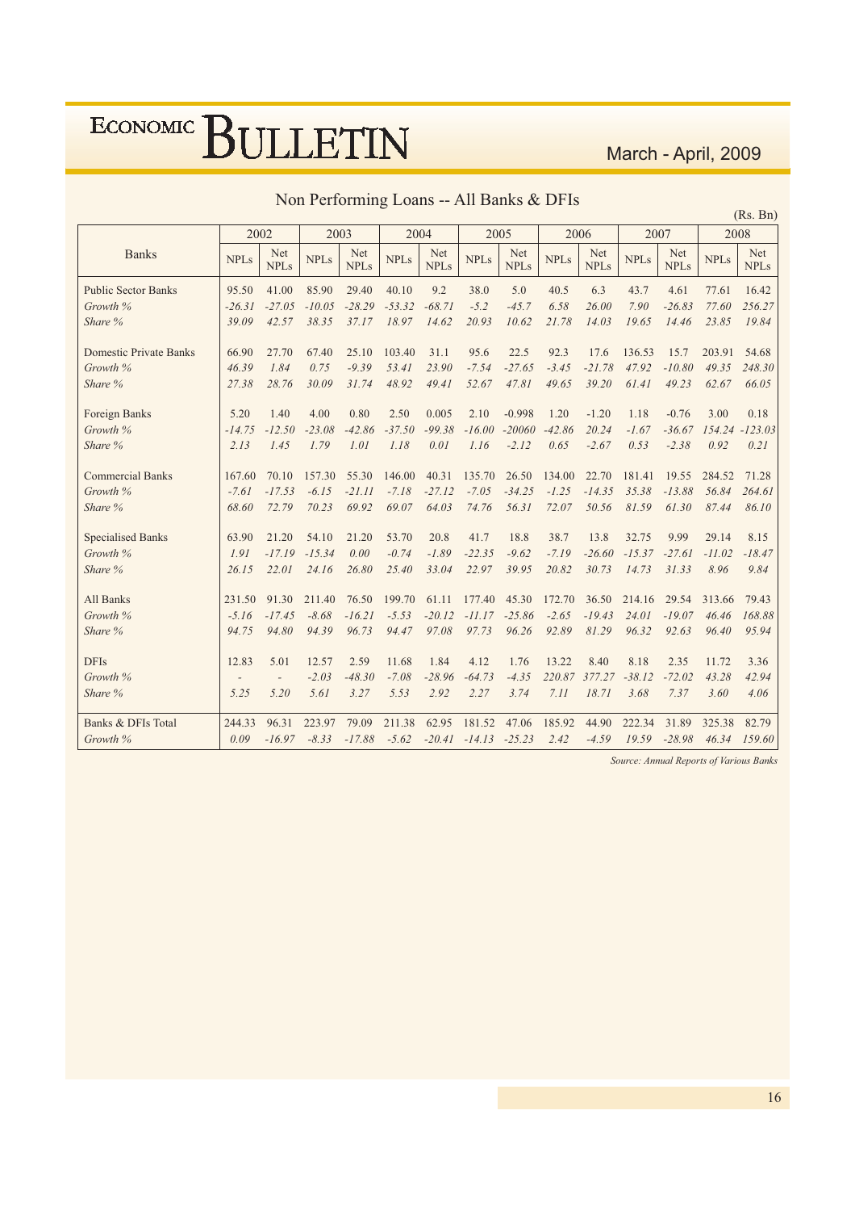## Non Performing Loans -- All Banks & DFIs

(Rs. Bn)

| Banks | 2002 | | 2003 | | 2004 | | 2005 | | 2006 | | 2007 | | 2008 | |
|---|---|---|---|---|---|---|---|---|---|---|---|---|---|---|
| | NPLs | Net NPLs | NPLs | Net NPLs | NPLs | Net NPLs | NPLs | Net NPLs | NPLs | Net NPLs | NPLs | Net NPLs | NPLs | Net NPLs |
| Public Sector Banks | 95.50 | 41.00 | 85.90 | 29.40 | 40.10 | 9.2 | 38.0 | 5.0 | 40.5 | 6.3 | 43.7 | 4.61 | 77.61 | 16.42 |
| *Growth %* | *-26.31* | *-27.05* | *-10.05* | *-28.29* | *-53.32* | *-68.71* | *-5.2* | *-45.7* | *6.58* | *26.00* | *7.90* | *-26.83* | *77.60* | *256.27* |
| *Share %* | *39.09* | *42.57* | *38.35* | *37.17* | *18.97* | *14.62* | *20.93* | *10.62* | *21.78* | *14.03* | *19.65* | *14.46* | *23.85* | *19.84* |
| Domestic Private Banks | 66.90 | 27.70 | 67.40 | 25.10 | 103.40 | 31.1 | 95.6 | 22.5 | 92.3 | 17.6 | 136.53 | 15.7 | 203.91 | 54.68 |
| *Growth %* | *46.39* | *1.84* | *0.75* | *-9.39* | *53.41* | *23.90* | *-7.54* | *-27.65* | *-3.45* | *-21.78* | *47.92* | *-10.80* | *49.35* | *248.30* |
| *Share %* | *27.38* | *28.76* | *30.09* | *31.74* | *48.92* | *49.41* | *52.67* | *47.81* | *49.65* | *39.20* | *61.41* | *49.23* | *62.67* | *66.05* |
| Foreign Banks | 5.20 | 1.40 | 4.00 | 0.80 | 2.50 | 0.005 | 2.10 | -0.998 | 1.20 | -1.20 | 1.18 | -0.76 | 3.00 | 0.18 |
| *Growth %* | *-14.75* | *-12.50* | *-23.08* | *-42.86* | *-37.50* | *-99.38* | *-16.00* | *-20060* | *-42.86* | *20.24* | *-1.67* | *-36.67* | *154.24* | *-123.03* |
| *Share %* | *2.13* | *1.45* | *1.79* | *1.01* | *1.18* | *0.01* | *1.16* | *-2.12* | *0.65* | *-2.67* | *0.53* | *-2.38* | *0.92* | *0.21* |
| Commercial Banks | 167.60 | 70.10 | 157.30 | 55.30 | 146.00 | 40.31 | 135.70 | 26.50 | 134.00 | 22.70 | 181.41 | 19.55 | 284.52 | 71.28 |
| *Growth %* | *-7.61* | *-17.53* | *-6.15* | *-21.11* | *-7.18* | *-27.12* | *-7.05* | *-34.25* | *-1.25* | *-14.35* | *35.38* | *-13.88* | *56.84* | *264.61* |
| *Share %* | *68.60* | *72.79* | *70.23* | *69.92* | *69.07* | *64.03* | *74.76* | *56.31* | *72.07* | *50.56* | *81.59* | *61.30* | *87.44* | *86.10* |
| Specialised Banks | 63.90 | 21.20 | 54.10 | 21.20 | 53.70 | 20.8 | 41.7 | 18.8 | 38.7 | 13.8 | 32.75 | 9.99 | 29.14 | 8.15 |
| *Growth %* | *1.91* | *-17.19* | *-15.34* | *0.00* | *-0.74* | *-1.89* | *-22.35* | *-9.62* | *-7.19* | *-26.60* | *-15.37* | *-27.61* | *-11.02* | *-18.47* |
| *Share %* | *26.15* | *22.01* | *24.16* | *26.80* | *25.40* | *33.04* | *22.97* | *39.95* | *20.82* | *30.73* | *14.73* | *31.33* | *8.96* | *9.84* |
| All Banks | 231.50 | 91.30 | 211.40 | 76.50 | 199.70 | 61.11 | 177.40 | 45.30 | 172.70 | 36.50 | 214.16 | 29.54 | 313.66 | 79.43 |
| *Growth %* | *-5.16* | *-17.45* | *-8.68* | *-16.21* | *-5.53* | *-20.12* | *-11.17* | *-25.86* | *-2.65* | *-19.43* | *24.01* | *-19.07* | *46.46* | *168.88* |
| *Share %* | *94.75* | *94.80* | *94.39* | *96.73* | *94.47* | *97.08* | *97.73* | *96.26* | *92.89* | *81.29* | *96.32* | *92.63* | *96.40* | *95.94* |
| DFIs | 12.83 | 5.01 | 12.57 | 2.59 | 11.68 | 1.84 | 4.12 | 1.76 | 13.22 | 8.40 | 8.18 | 2.35 | 11.72 | 3.36 |
| *Growth %* | - | - | *-2.03* | *-48.30* | *-7.08* | *-28.96* | *-64.73* | *-4.35* | *220.87* | *377.27* | *-38.12* | *-72.02* | *43.28* | *42.94* |
| *Share %* | *5.25* | *5.20* | *5.61* | *3.27* | *5.53* | *2.92* | *2.27* | *3.74* | *7.11* | *18.71* | *3.68* | *7.37* | *3.60* | *4.06* |
| Banks & DFIs Total | 244.33 | 96.31 | 223.97 | 79.09 | 211.38 | 62.95 | 181.52 | 47.06 | 185.92 | 44.90 | 222.34 | 31.89 | 325.38 | 82.79 |
| *Growth %* | *0.09* | *-16.97* | *-8.33* | *-17.88* | *-5.62* | *-20.41* | *-14.13* | *-25.23* | *2.42* | *-4.59* | *19.59* | *-28.98* | *46.34* | *159.60* |

*Source: Annual Reports of Various Banks*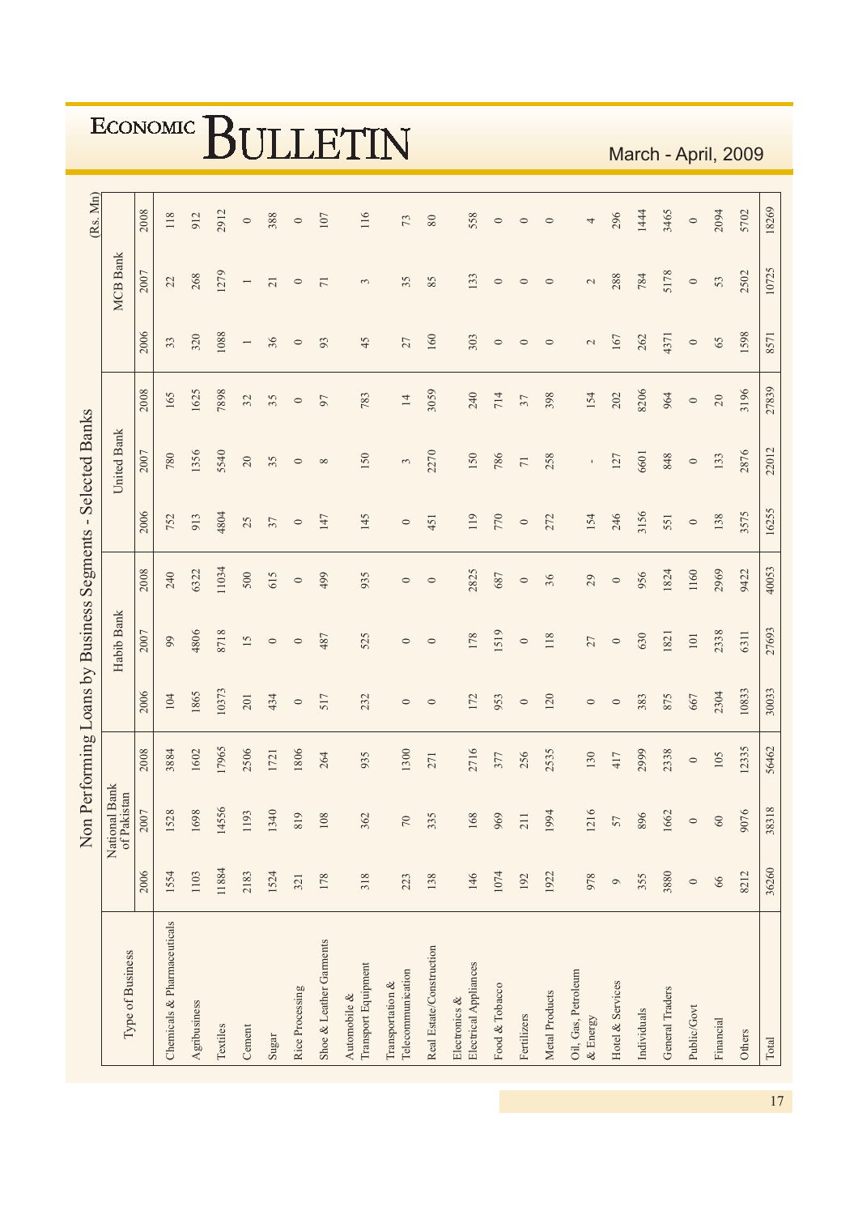# Non Performing Loans by Business Segments - Selected Banks

(Rs. Mn)

| Type of Business | National Bank of Pakistan | | | Habib Bank | | | United Bank | | | MCB Bank | | |
|---|---|---|---|---|---|---|---|---|---|---|---|---|
| | 2006 | 2007 | 2008 | 2006 | 2007 | 2008 | 2006 | 2007 | 2008 | 2006 | 2007 | 2008 |
| Chemicals & Pharmaceuticals | 1554 | 1528 | 3884 | 104 | 99 | 240 | 752 | 780 | 165 | 33 | 22 | 118 |
| Agribusiness | 1103 | 1698 | 1602 | 1865 | 4806 | 6322 | 913 | 1356 | 1625 | 320 | 268 | 912 |
| Textiles | 11884 | 14556 | 17965 | 10373 | 8718 | 11034 | 4804 | 5540 | 7898 | 1088 | 1279 | 2912 |
| Cement | 2183 | 1193 | 2506 | 201 | 15 | 500 | 25 | 20 | 32 | 1 | 1 | 0 |
| Sugar | 1524 | 1340 | 1721 | 434 | 0 | 615 | 37 | 35 | 35 | 36 | 21 | 388 |
| Rice Processing | 321 | 819 | 1806 | 0 | 0 | 0 | 0 | 0 | 0 | 0 | 0 | 0 |
| Shoe & Leather Garments | 178 | 108 | 264 | 517 | 487 | 499 | 147 | 8 | 97 | 93 | 71 | 107 |
| Automobile & Transport Equipment | 318 | 362 | 935 | 232 | 525 | 935 | 145 | 150 | 783 | 45 | 3 | 116 |
| Transportation & Telecommunication | 223 | 70 | 1300 | 0 | 0 | 0 | 0 | 3 | 14 | 27 | 35 | 73 |
| Real Estate/Construction | 138 | 335 | 271 | 0 | 0 | 0 | 451 | 2270 | 3059 | 160 | 85 | 80 |
| Electronics & Electrical Appliances | 146 | 168 | 2716 | 172 | 178 | 2825 | 119 | 150 | 240 | 303 | 133 | 558 |
| Food & Tobacco | 1074 | 969 | 377 | 953 | 1519 | 687 | 770 | 786 | 714 | 0 | 0 | 0 |
| Fertilizers | 192 | 211 | 256 | 0 | 0 | 0 | 0 | 71 | 37 | 0 | 0 | 0 |
| Metal Products | 1922 | 1994 | 2535 | 120 | 118 | 36 | 272 | 258 | 398 | 0 | 0 | 0 |
| Oil, Gas, Petroleum & Energy | 978 | 1216 | 130 | 0 | 27 | 29 | 154 | - | 154 | 2 | 2 | 4 |
| Hotel & Services | 9 | 57 | 417 | 0 | 0 | 0 | 246 | 127 | 202 | 167 | 288 | 296 |
| Individuals | 355 | 896 | 2999 | 383 | 630 | 956 | 3156 | 6601 | 8206 | 262 | 784 | 1444 |
| General Traders | 3880 | 1662 | 2338 | 875 | 1821 | 1824 | 551 | 848 | 964 | 4371 | 5178 | 3465 |
| Public/Govt | 0 | 0 | 0 | 667 | 101 | 1160 | 0 | 0 | 0 | 0 | 0 | 0 |
| Financial | 66 | 60 | 105 | 2304 | 2338 | 2969 | 138 | 133 | 20 | 65 | 53 | 2094 |
| Others | 8212 | 9076 | 12335 | 10833 | 6311 | 9422 | 3575 | 2876 | 3196 | 1598 | 2502 | 5702 |
| Total | 36260 | 38318 | 56462 | 30033 | 27693 | 40053 | 16255 | 22012 | 27839 | 8571 | 10725 | 18269 |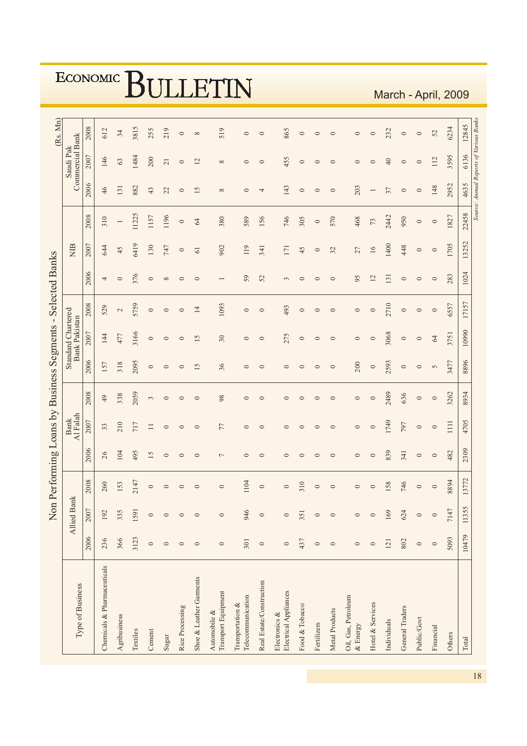# Non Performing Loans by Business Segments - Selected Banks

(Rs. Mn)

| Type of Business | Allied Bank | | | Bank Al Falah | | | Standard Chartered Bank Pakistan | | | NIB | | | Saudi Pak Commercial Bank | | |
|---|---|---|---|---|---|---|---|---|---|---|---|---|---|---|---|
| | 2006 | 2007 | 2008 | 2006 | 2007 | 2008 | 2006 | 2007 | 2008 | 2006 | 2007 | 2008 | 2006 | 2007 | 2008 |
| Chemicals & Pharmaceuticals | 236 | 192 | 260 | 26 | 33 | 49 | 157 | 144 | 529 | 4 | 644 | 310 | 46 | 146 | 612 |
| Agribusiness | 366 | 335 | 153 | 104 | 210 | 338 | 318 | 477 | 2 | 0 | 45 | 1 | 131 | 63 | 34 |
| Textiles | 3123 | 1591 | 2147 | 495 | 717 | 2059 | 2095 | 3166 | 5759 | 376 | 6419 | 11225 | 882 | 1484 | 3815 |
| Cement | 0 | 0 | 0 | 15 | 11 | 3 | 0 | 0 | 0 | 0 | 130 | 1157 | 43 | 200 | 255 |
| Sugar | 0 | 0 | 0 | 0 | 0 | 0 | 0 | 0 | 0 | 8 | 747 | 1196 | 22 | 21 | 219 |
| Rice Processing | 0 | 0 | 0 | 0 | 0 | 0 | 0 | 0 | 0 | 0 | 0 | 0 | 0 | 0 | 0 |
| Shoe & Leather Garments | 0 | 0 | 0 | 0 | 0 | 0 | 15 | 15 | 14 | 0 | 61 | 64 | 15 | 12 | 8 |
| Automobile & Transport Equipment | 0 | 0 | 0 | 7 | 77 | 98 | 36 | 30 | 1093 | 1 | 902 | 380 | 8 | 8 | 519 |
| Transportation & Telecommunication | 301 | 946 | 1104 | 0 | 0 | 0 | 0 | 0 | 0 | 59 | 119 | 589 | 0 | 0 | 0 |
| Real Estate/Construction | 0 | 0 | 0 | 0 | 0 | 0 | 0 | 0 | 0 | 52 | 341 | 156 | 4 | 0 | 0 |
| Electronics & Electrical Appliances | 0 | 0 | 0 | 0 | 0 | 0 | 0 | 275 | 493 | 3 | 171 | 746 | 143 | 455 | 865 |
| Food & Tobacco | 437 | 351 | 310 | 0 | 0 | 0 | 0 | 0 | 0 | 0 | 45 | 305 | 0 | 0 | 0 |
| Fertilizers | 0 | 0 | 0 | 0 | 0 | 0 | 0 | 0 | 0 | 0 | 0 | 0 | 0 | 0 | 0 |
| Metal Products | 0 | 0 | 0 | 0 | 0 | 0 | 0 | 0 | 0 | 0 | 32 | 570 | 0 | 0 | 0 |
| Oil, Gas, Petroleum & Energy | 0 | 0 | 0 | 0 | 0 | 0 | 200 | 0 | 0 | 95 | 27 | 468 | 203 | 0 | 0 |
| Hotel & Services | 0 | 0 | 0 | 0 | 0 | 0 | 0 | 0 | 0 | 12 | 16 | 73 | 1 | 0 | 0 |
| Individuals | 121 | 169 | 158 | 839 | 1749 | 2489 | 2593 | 3068 | 2710 | 131 | 1400 | 2442 | 37 | 40 | 232 |
| General Traders | 802 | 624 | 746 | 341 | 797 | 636 | 0 | 0 | 0 | 0 | 448 | 950 | 0 | 0 | 0 |
| Public/Govt | 0 | 0 | 0 | 0 | 0 | 0 | 0 | 0 | 0 | 0 | 0 | 0 | 0 | 0 | 0 |
| Financial | 0 | 0 | 0 | 0 | 0 | 0 | 5 | 64 | 0 | 0 | 0 | 0 | 148 | 112 | 52 |
| Others | 5093 | 7147 | 8894 | 482 | 1111 | 3262 | 3477 | 3751 | 6557 | 283 | 1705 | 1827 | 2952 | 3595 | 6234 |
| Total | 10479 | 11355 | 13772 | 2309 | 4705 | 8934 | 8896 | 10990 | 17157 | 1024 | 13252 | 22458 | 4635 | 6136 | 12845 |

*Source: Annual Reports of Various Banks*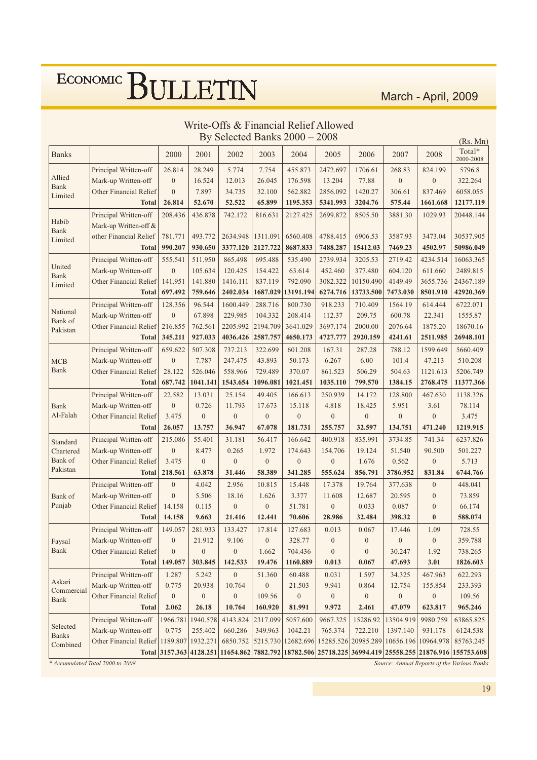## Write-Offs & Financial Relief Allowed By Selected Banks 2000 – 2008

(Rs. Mn)

| Banks | | 2000 | 2001 | 2002 | 2003 | 2004 | 2005 | 2006 | 2007 | 2008 | Total* 2000-2008 |
|---|---|---|---|---|---|---|---|---|---|---|---|
| Allied Bank Limited | Principal Written-off | 26.814 | 28.249 | 5.774 | 7.754 | 455.873 | 2472.697 | 1706.61 | 268.83 | 824.199 | 5796.8 |
| | Mark-up Written-off | 0 | 16.524 | 12.013 | 26.045 | 176.598 | 13.204 | 77.88 | 0 | 0 | 322.264 |
| | Other Financial Relief | 0 | 7.897 | 34.735 | 32.100 | 562.882 | 2856.092 | 1420.27 | 306.61 | 837.469 | 6058.055 |
| | **Total** | **26.814** | **52.670** | **52.522** | **65.899** | **1195.353** | **5341.993** | **3204.76** | **575.44** | **1661.668** | **12177.119** |
| Habib Bank Limited | Principal Written-off | 208.436 | 436.878 | 742.172 | 816.631 | 2127.425 | 2699.872 | 8505.50 | 3881.30 | 1029.93 | 20448.144 |
| | Mark-up Written-off & other Financial Relief | 781.771 | 493.772 | 2634.948 | 1311.091 | 6560.408 | 4788.415 | 6906.53 | 3587.93 | 3473.04 | 30537.905 |
| | **Total** | **990.207** | **930.650** | **3377.120** | **2127.722** | **8687.833** | **7488.287** | **15412.03** | **7469.23** | **4502.97** | **50986.049** |
| United Bank Limited | Principal Written-off | 555.541 | 511.950 | 865.498 | 695.488 | 535.490 | 2739.934 | 3205.53 | 2719.42 | 4234.514 | 16063.365 |
| | Mark-up Written-off | 0 | 105.634 | 120.425 | 154.422 | 63.614 | 452.460 | 377.480 | 604.120 | 611.660 | 2489.815 |
| | Other Financial Relief | 141.951 | 141.880 | 1416.111 | 837.119 | 792.090 | 3082.322 | 10150.490 | 4149.49 | 3655.736 | 24367.189 |
| | **Total** | **697.492** | **759.646** | **2402.034** | **1687.029** | **13191.194** | **6274.716** | **13733.500** | **7473.030** | **8501.910** | **42920.369** |
| National Bank of Pakistan | Principal Written-off | 128.356 | 96.544 | 1600.449 | 288.716 | 800.730 | 918.233 | 710.409 | 1564.19 | 614.444 | 6722.071 |
| | Mark-up Written-off | 0 | 67.898 | 229.985 | 104.332 | 208.414 | 112.37 | 209.75 | 600.78 | 22.341 | 1555.87 |
| | Other Financial Relief | 216.855 | 762.561 | 2205.992 | 2194.709 | 3641.029 | 3697.174 | 2000.00 | 2076.64 | 1875.20 | 18670.16 |
| | **Total** | **345.211** | **927.033** | **4036.426** | **2587.757** | **4650.173** | **4727.777** | **2920.159** | **4241.61** | **2511.985** | **26948.101** |
| MCB Bank | Principal Written-off | 659.622 | 507.308 | 737.213 | 322.699 | 601.208 | 167.31 | 287.28 | 788.12 | 1599.649 | 5660.409 |
| | Mark-up Written-off | 0 | 7.787 | 247.475 | 43.893 | 50.173 | 6.267 | 6.00 | 101.4 | 47.213 | 510.208 |
| | Other Financial Relief | 28.122 | 526.046 | 558.966 | 729.489 | 370.07 | 861.523 | 506.29 | 504.63 | 1121.613 | 5206.749 |
| | **Total** | **687.742** | **1041.141** | **1543.654** | **1096.081** | **1021.451** | **1035.110** | **799.570** | **1384.15** | **2768.475** | **11377.366** |
| Bank Al-Falah | Principal Written-off | 22.582 | 13.031 | 25.154 | 49.405 | 166.613 | 250.939 | 14.172 | 128.800 | 467.630 | 1138.326 |
| | Mark-up Written-off | 0 | 0.726 | 11.793 | 17.673 | 15.118 | 4.818 | 18.425 | 5.951 | 3.61 | 78.114 |
| | Other Financial Relief | 3.475 | 0 | 0 | 0 | 0 | 0 | 0 | 0 | 0 | 3.475 |
| | **Total** | **26.057** | **13.757** | **36.947** | **67.078** | **181.731** | **255.757** | **32.597** | **134.751** | **471.240** | **1219.915** |
| Standard Chartered Bank of Pakistan | Principal Written-off | 215.086 | 55.401 | 31.181 | 56.417 | 166.642 | 400.918 | 835.991 | 3734.85 | 741.34 | 6237.826 |
| | Mark-up Written-off | 0 | 8.477 | 0.265 | 1.972 | 174.643 | 154.706 | 19.124 | 51.540 | 90.500 | 501.227 |
| | Other Financial Relief | 3.475 | 0 | 0 | 0 | 0 | 0 | 1.676 | 0.562 | 0 | 5.713 |
| | **Total** | **218.561** | **63.878** | **31.446** | **58.389** | **341.285** | **555.624** | **856.791** | **3786.952** | **831.84** | **6744.766** |
| Bank of Punjab | Principal Written-off | 0 | 4.042 | 2.956 | 10.815 | 15.448 | 17.378 | 19.764 | 377.638 | 0 | 448.041 |
| | Mark-up Written-off | 0 | 5.506 | 18.16 | 1.626 | 3.377 | 11.608 | 12.687 | 20.595 | 0 | 73.859 |
| | Other Financial Relief | 14.158 | 0.115 | 0 | 0 | 51.781 | 0 | 0.033 | 0.087 | 0 | 66.174 |
| | **Total** | **14.158** | **9.663** | **21.416** | **12.441** | **70.606** | **28.986** | **32.484** | **398.32** | **0** | **588.074** |
| Faysal Bank | Principal Written-off | 149.057 | 281.933 | 133.427 | 17.814 | 127.683 | 0.013 | 0.067 | 17.446 | 1.09 | 728.55 |
| | Mark-up Written-off | 0 | 21.912 | 9.106 | 0 | 328.77 | 0 | 0 | 0 | 0 | 359.788 |
| | Other Financial Relief | 0 | 0 | 0 | 1.662 | 704.436 | 0 | 0 | 30.247 | 1.92 | 738.265 |
| | **Total** | **149.057** | **303.845** | **142.533** | **19.476** | **1160.889** | **0.013** | **0.067** | **47.693** | **3.01** | **1826.603** |
| Askari Commercial Bank | Principal Written-off | 1.287 | 5.242 | 0 | 51.360 | 60.488 | 0.031 | 1.597 | 34.325 | 467.963 | 622.293 |
| | Mark-up Written-off | 0.775 | 20.938 | 10.764 | 0 | 21.503 | 9.941 | 0.864 | 12.754 | 155.854 | 233.393 |
| | Other Financial Relief | 0 | 0 | 0 | 109.56 | 0 | 0 | 0 | 0 | 0 | 109.56 |
| | **Total** | **2.062** | **26.18** | **10.764** | **160.920** | **81.991** | **9.972** | **2.461** | **47.079** | **623.817** | **965.246** |
| Selected Banks Combined | Principal Written-off | 1966.781 | 1940.578 | 4143.824 | 2317.099 | 5057.600 | 9667.325 | 15286.92 | 13504.919 | 9980.759 | 63865.825 |
| | Mark-up Written-off | 0.775 | 255.402 | 660.286 | 349.963 | 1042.21 | 765.374 | 722.210 | 1397.140 | 931.178 | 6124.538 |
| | Other Financial Relief | 1189.807 | 1932.271 | 6850.752 | 5215.730 | 12682.696 | 15285.526 | 20985.289 | 10656.196 | 10964.978 | 85763.245 |
| | **Total** | **3157.363** | **4128.251** | **11654.862** | **7882.792** | **18782.506** | **25718.225** | **36994.419** | **25558.255** | **21876.916** | **155753.608** |

*\* Accumulated Total 2000 to 2008*

*Source: Annual Reports of the Various Banks*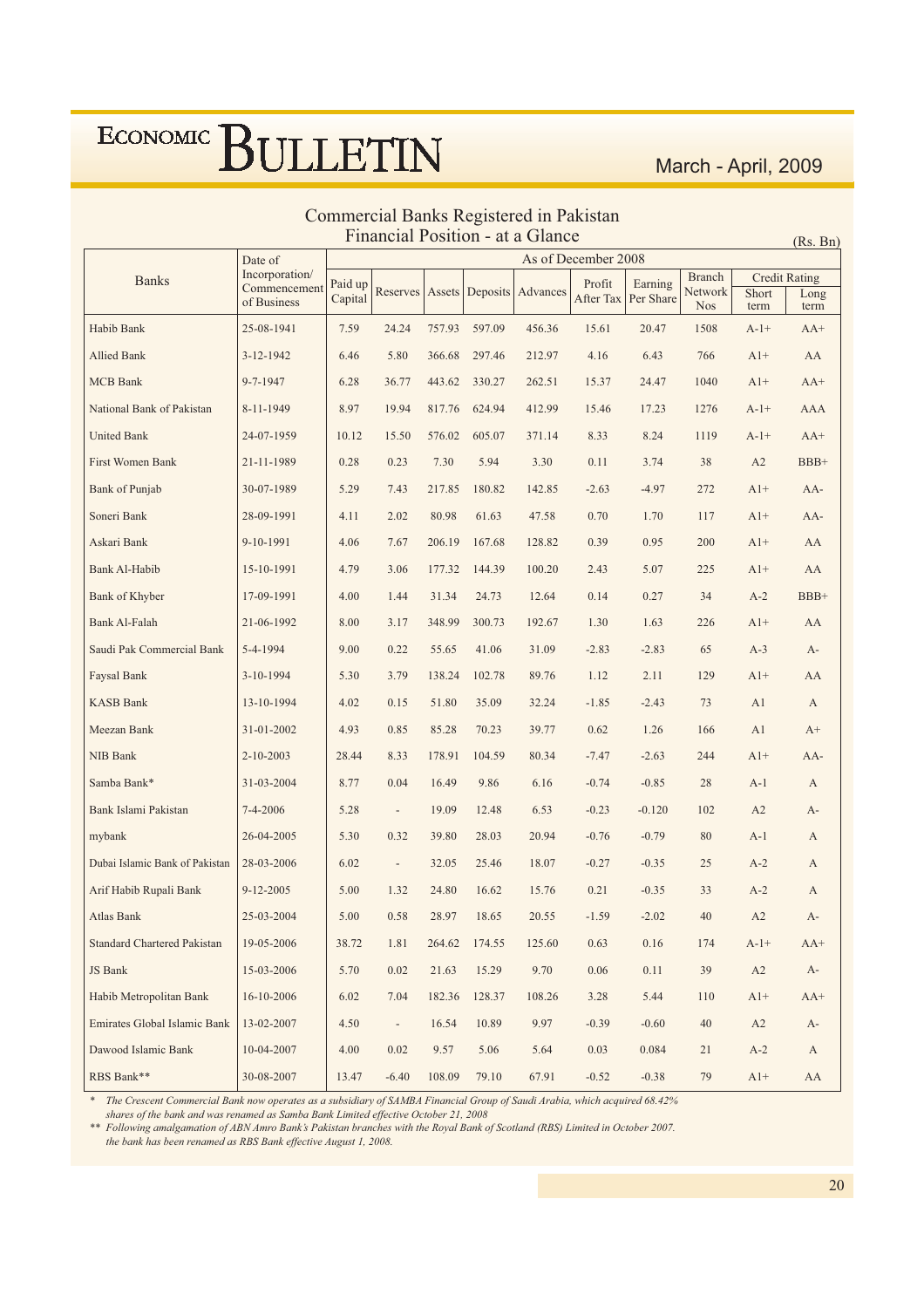# Commercial Banks Registered in Pakistan

## Financial Position - at a Glance

(Rs. Bn)

| Banks | Date of Incorporation/ Commencement of Business | As of December 2008 | | | | | | | | | |
|---|---|---|---|---|---|---|---|---|---|---|---|
| | | Paid up Capital | Reserves | Assets | Deposits | Advances | Profit After Tax | Earning Per Share | Branch Network Nos | Credit Rating | |
| | | | | | | | | | | Short term | Long term |
| Habib Bank | 25-08-1941 | 7.59 | 24.24 | 757.93 | 597.09 | 456.36 | 15.61 | 20.47 | 1508 | A-1+ | AA+ |
| Allied Bank | 3-12-1942 | 6.46 | 5.80 | 366.68 | 297.46 | 212.97 | 4.16 | 6.43 | 766 | A1+ | AA |
| MCB Bank | 9-7-1947 | 6.28 | 36.77 | 443.62 | 330.27 | 262.51 | 15.37 | 24.47 | 1040 | A1+ | AA+ |
| National Bank of Pakistan | 8-11-1949 | 8.97 | 19.94 | 817.76 | 624.94 | 412.99 | 15.46 | 17.23 | 1276 | A-1+ | AAA |
| United Bank | 24-07-1959 | 10.12 | 15.50 | 576.02 | 605.07 | 371.14 | 8.33 | 8.24 | 1119 | A-1+ | AA+ |
| First Women Bank | 21-11-1989 | 0.28 | 0.23 | 7.30 | 5.94 | 3.30 | 0.11 | 3.74 | 38 | A2 | BBB+ |
| Bank of Punjab | 30-07-1989 | 5.29 | 7.43 | 217.85 | 180.82 | 142.85 | -2.63 | -4.97 | 272 | A1+ | AA- |
| Soneri Bank | 28-09-1991 | 4.11 | 2.02 | 80.98 | 61.63 | 47.58 | 0.70 | 1.70 | 117 | A1+ | AA- |
| Askari Bank | 9-10-1991 | 4.06 | 7.67 | 206.19 | 167.68 | 128.82 | 0.39 | 0.95 | 200 | A1+ | AA |
| Bank Al-Habib | 15-10-1991 | 4.79 | 3.06 | 177.32 | 144.39 | 100.20 | 2.43 | 5.07 | 225 | A1+ | AA |
| Bank of Khyber | 17-09-1991 | 4.00 | 1.44 | 31.34 | 24.73 | 12.64 | 0.14 | 0.27 | 34 | A-2 | BBB+ |
| Bank Al-Falah | 21-06-1992 | 8.00 | 3.17 | 348.99 | 300.73 | 192.67 | 1.30 | 1.63 | 226 | A1+ | AA |
| Saudi Pak Commercial Bank | 5-4-1994 | 9.00 | 0.22 | 55.65 | 41.06 | 31.09 | -2.83 | -2.83 | 65 | A-3 | A- |
| Faysal Bank | 3-10-1994 | 5.30 | 3.79 | 138.24 | 102.78 | 89.76 | 1.12 | 2.11 | 129 | A1+ | AA |
| KASB Bank | 13-10-1994 | 4.02 | 0.15 | 51.80 | 35.09 | 32.24 | -1.85 | -2.43 | 73 | A1 | A |
| Meezan Bank | 31-01-2002 | 4.93 | 0.85 | 85.28 | 70.23 | 39.77 | 0.62 | 1.26 | 166 | A1 | A+ |
| NIB Bank | 2-10-2003 | 28.44 | 8.33 | 178.91 | 104.59 | 80.34 | -7.47 | -2.63 | 244 | A1+ | AA- |
| Samba Bank* | 31-03-2004 | 8.77 | 0.04 | 16.49 | 9.86 | 6.16 | -0.74 | -0.85 | 28 | A-1 | A |
| Bank Islami Pakistan | 7-4-2006 | 5.28 | - | 19.09 | 12.48 | 6.53 | -0.23 | -0.120 | 102 | A2 | A- |
| mybank | 26-04-2005 | 5.30 | 0.32 | 39.80 | 28.03 | 20.94 | -0.76 | -0.79 | 80 | A-1 | A |
| Dubai Islamic Bank of Pakistan | 28-03-2006 | 6.02 | - | 32.05 | 25.46 | 18.07 | -0.27 | -0.35 | 25 | A-2 | A |
| Arif Habib Rupali Bank | 9-12-2005 | 5.00 | 1.32 | 24.80 | 16.62 | 15.76 | 0.21 | -0.35 | 33 | A-2 | A |
| Atlas Bank | 25-03-2004 | 5.00 | 0.58 | 28.97 | 18.65 | 20.55 | -1.59 | -2.02 | 40 | A2 | A- |
| Standard Chartered Pakistan | 19-05-2006 | 38.72 | 1.81 | 264.62 | 174.55 | 125.60 | 0.63 | 0.16 | 174 | A-1+ | AA+ |
| JS Bank | 15-03-2006 | 5.70 | 0.02 | 21.63 | 15.29 | 9.70 | 0.06 | 0.11 | 39 | A2 | A- |
| Habib Metropolitan Bank | 16-10-2006 | 6.02 | 7.04 | 182.36 | 128.37 | 108.26 | 3.28 | 5.44 | 110 | A1+ | AA+ |
| Emirates Global Islamic Bank | 13-02-2007 | 4.50 | - | 16.54 | 10.89 | 9.97 | -0.39 | -0.60 | 40 | A2 | A- |
| Dawood Islamic Bank | 10-04-2007 | 4.00 | 0.02 | 9.57 | 5.06 | 5.64 | 0.03 | 0.084 | 21 | A-2 | A |
| RBS Bank** | 30-08-2007 | 13.47 | -6.40 | 108.09 | 79.10 | 67.91 | -0.52 | -0.38 | 79 | A1+ | AA |

\* *The Crescent Commercial Bank now operates as a subsidiary of SAMBA Financial Group of Saudi Arabia, which acquired 68.42% shares of the bank and was renamed as Samba Bank Limited effective October 21, 2008*

\*\* *Following amalgamation of ABN Amro Bank's Pakistan branches with the Royal Bank of Scotland (RBS) Limited in October 2007. the bank has been renamed as RBS Bank effective August 1, 2008.*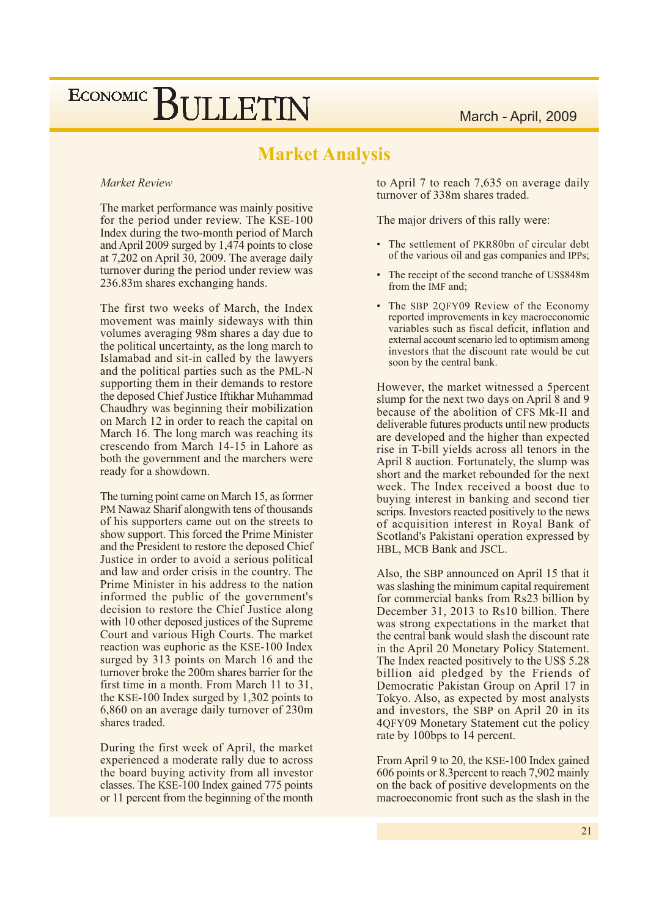# Market Analysis

*Market Review*

The market performance was mainly positive for the period under review. The KSE-100 Index during the two-month period of March and April 2009 surged by 1,474 points to close at 7,202 on April 30, 2009. The average daily turnover during the period under review was 236.83m shares exchanging hands.

The first two weeks of March, the Index movement was mainly sideways with thin volumes averaging 98m shares a day due to the political uncertainty, as the long march to Islamabad and sit-in called by the lawyers and the political parties such as the PML-N supporting them in their demands to restore the deposed Chief Justice Iftikhar Muhammad Chaudhry was beginning their mobilization on March 12 in order to reach the capital on March 16. The long march was reaching its crescendo from March 14-15 in Lahore as both the government and the marchers were ready for a showdown.

The turning point came on March 15, as former PM Nawaz Sharif alongwith tens of thousands of his supporters came out on the streets to show support. This forced the Prime Minister and the President to restore the deposed Chief Justice in order to avoid a serious political and law and order crisis in the country. The Prime Minister in his address to the nation informed the public of the government's decision to restore the Chief Justice along with 10 other deposed justices of the Supreme Court and various High Courts. The market reaction was euphoric as the KSE-100 Index surged by 313 points on March 16 and the turnover broke the 200m shares barrier for the first time in a month. From March 11 to 31, the KSE-100 Index surged by 1,302 points to 6,860 on an average daily turnover of 230m shares traded.

During the first week of April, the market experienced a moderate rally due to across the board buying activity from all investor classes. The KSE-100 Index gained 775 points or 11 percent from the beginning of the month to April 7 to reach 7,635 on average daily turnover of 338m shares traded.

The major drivers of this rally were:

- The settlement of PKR80bn of circular debt of the various oil and gas companies and IPPs;
- The receipt of the second tranche of US$848m from the IMF and;
- The SBP 2QFY09 Review of the Economy reported improvements in key macroeconomic variables such as fiscal deficit, inflation and external account scenario led to optimism among investors that the discount rate would be cut soon by the central bank.

However, the market witnessed a 5percent slump for the next two days on April 8 and 9 because of the abolition of CFS Mk-II and deliverable futures products until new products are developed and the higher than expected rise in T-bill yields across all tenors in the April 8 auction. Fortunately, the slump was short and the market rebounded for the next week. The Index received a boost due to buying interest in banking and second tier scrips. Investors reacted positively to the news of acquisition interest in Royal Bank of Scotland's Pakistani operation expressed by HBL, MCB Bank and JSCL.

Also, the SBP announced on April 15 that it was slashing the minimum capital requirement for commercial banks from Rs23 billion by December 31, 2013 to Rs10 billion. There was strong expectations in the market that the central bank would slash the discount rate in the April 20 Monetary Policy Statement. The Index reacted positively to the US$ 5.28 billion aid pledged by the Friends of Democratic Pakistan Group on April 17 in Tokyo. Also, as expected by most analysts and investors, the SBP on April 20 in its 4QFY09 Monetary Statement cut the policy rate by 100bps to 14 percent.

From April 9 to 20, the KSE-100 Index gained 606 points or 8.3percent to reach 7,902 mainly on the back of positive developments on the macroeconomic front such as the slash in the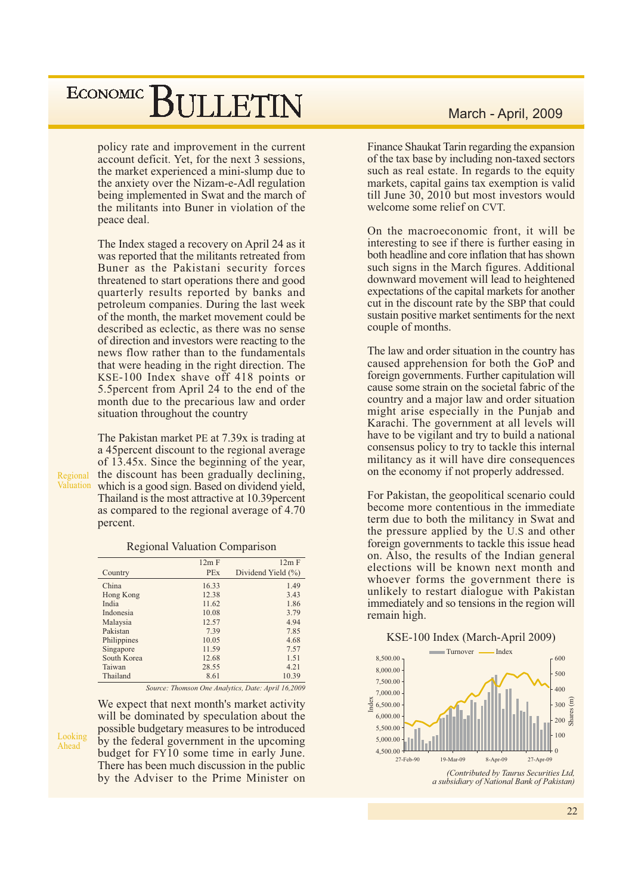policy rate and improvement in the current account deficit. Yet, for the next 3 sessions, the market experienced a mini-slump due to the anxiety over the Nizam-e-Adl regulation being implemented in Swat and the march of the militants into Buner in violation of the peace deal.

The Index staged a recovery on April 24 as it was reported that the militants retreated from Buner as the Pakistani security forces threatened to start operations there and good quarterly results reported by banks and petroleum companies. During the last week of the month, the market movement could be described as eclectic, as there was no sense of direction and investors were reacting to the news flow rather than to the fundamentals that were heading in the right direction. The KSE-100 Index shave off 418 points or 5.5percent from April 24 to the end of the month due to the precarious law and order situation throughout the country

**Regional Valuation**

The Pakistan market PE at 7.39x is trading at a 45percent discount to the regional average of 13.45x. Since the beginning of the year, the discount has been gradually declining, which is a good sign. Based on dividend yield, Thailand is the most attractive at 10.39percent as compared to the regional average of 4.70 percent.

Regional Valuation Comparison

| Country | 12m F PEx | 12m F Dividend Yield (%) |
|---|---|---|
| China | 16.33 | 1.49 |
| Hong Kong | 12.38 | 3.43 |
| India | 11.62 | 1.86 |
| Indonesia | 10.08 | 3.79 |
| Malaysia | 12.57 | 4.94 |
| Pakistan | 7.39 | 7.85 |
| Philippines | 10.05 | 4.68 |
| Singapore | 11.59 | 7.57 |
| South Korea | 12.68 | 1.51 |
| Taiwan | 28.55 | 4.21 |
| Thailand | 8.61 | 10.39 |

*Source: Thomson One Analytics, Date: April 16,2009*

**Looking Ahead**

We expect that next month's market activity will be dominated by speculation about the possible budgetary measures to be introduced by the federal government in the upcoming budget for FY10 some time in early June. There has been much discussion in the public by the Adviser to the Prime Minister on Finance Shaukat Tarin regarding the expansion of the tax base by including non-taxed sectors such as real estate. In regards to the equity markets, capital gains tax exemption is valid till June 30, 2010 but most investors would welcome some relief on CVT.

On the macroeconomic front, it will be interesting to see if there is further easing in both headline and core inflation that has shown such signs in the March figures. Additional downward movement will lead to heightened expectations of the capital markets for another cut in the discount rate by the SBP that could sustain positive market sentiments for the next couple of months.

The law and order situation in the country has caused apprehension for both the GoP and foreign governments. Further capitulation will cause some strain on the societal fabric of the country and a major law and order situation might arise especially in the Punjab and Karachi. The government at all levels will have to be vigilant and try to build a national consensus policy to try to tackle this internal militancy as it will have dire consequences on the economy if not properly addressed.

For Pakistan, the geopolitical scenario could become more contentious in the immediate term due to both the militancy in Swat and the pressure applied by the U.S and other foreign governments to tackle this issue head on. Also, the results of the Indian general elections will be known next month and whoever forms the government there is unlikely to restart dialogue with Pakistan immediately and so tensions in the region will remain high.

KSE-100 Index (March-April 2009)

*(Contributed by Taurus Securities Ltd, a subsidiary of National Bank of Pakistan)*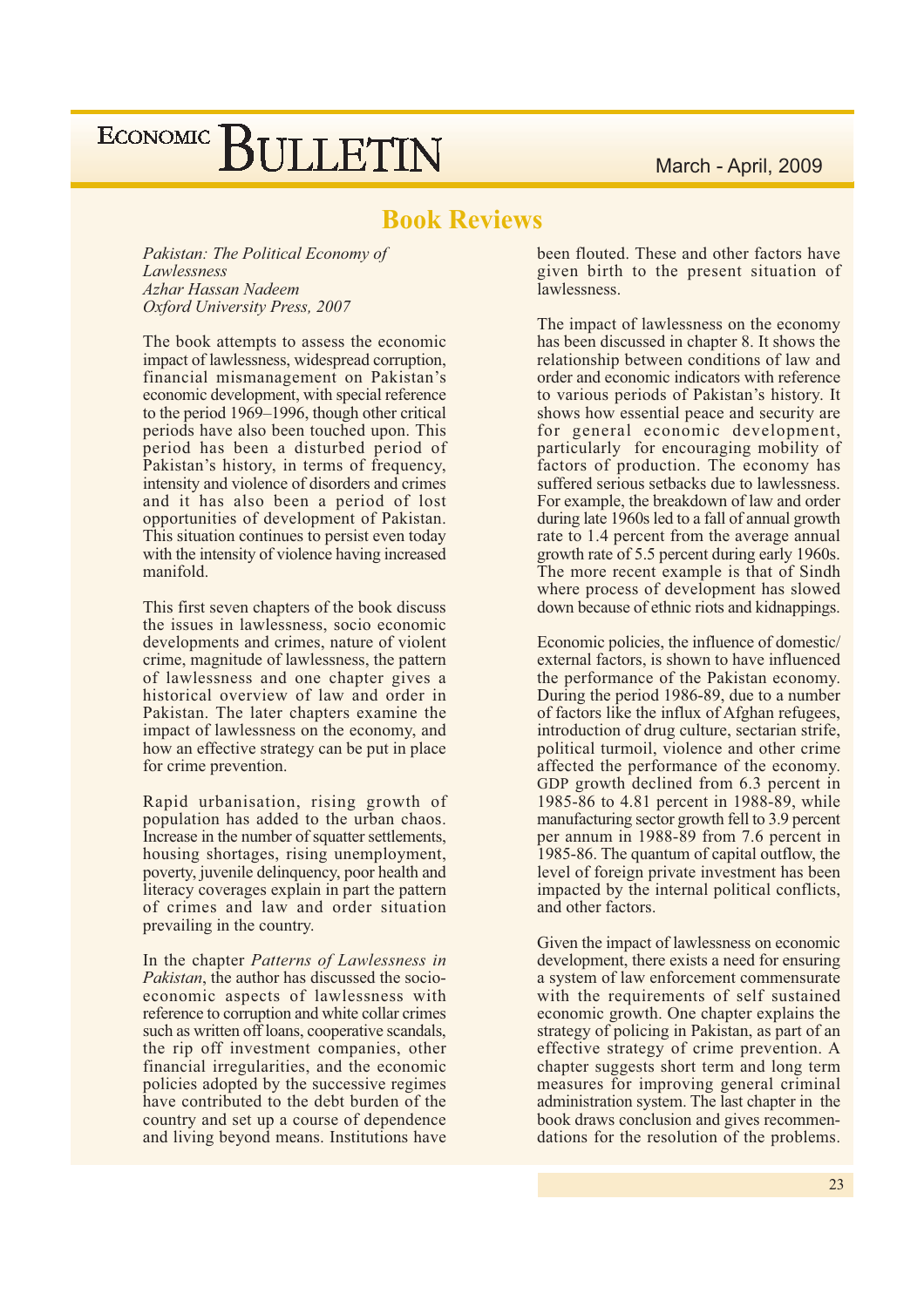## Book Reviews

*Pakistan: The Political Economy of Lawlessness*
*Azhar Hassan Nadeem*
*Oxford University Press, 2007*

The book attempts to assess the economic impact of lawlessness, widespread corruption, financial mismanagement on Pakistan's economic development, with special reference to the period 1969–1996, though other critical periods have also been touched upon. This period has been a disturbed period of Pakistan's history, in terms of frequency, intensity and violence of disorders and crimes and it has also been a period of lost opportunities of development of Pakistan. This situation continues to persist even today with the intensity of violence having increased manifold.

This first seven chapters of the book discuss the issues in lawlessness, socio economic developments and crimes, nature of violent crime, magnitude of lawlessness, the pattern of lawlessness and one chapter gives a historical overview of law and order in Pakistan. The later chapters examine the impact of lawlessness on the economy, and how an effective strategy can be put in place for crime prevention.

Rapid urbanisation, rising growth of population has added to the urban chaos. Increase in the number of squatter settlements, housing shortages, rising unemployment, poverty, juvenile delinquency, poor health and literacy coverages explain in part the pattern of crimes and law and order situation prevailing in the country.

In the chapter *Patterns of Lawlessness in Pakistan*, the author has discussed the socio-economic aspects of lawlessness with reference to corruption and white collar crimes such as written off loans, cooperative scandals, the rip off investment companies, other financial irregularities, and the economic policies adopted by the successive regimes have contributed to the debt burden of the country and set up a course of dependence and living beyond means. Institutions have been flouted. These and other factors have given birth to the present situation of lawlessness.

The impact of lawlessness on the economy has been discussed in chapter 8. It shows the relationship between conditions of law and order and economic indicators with reference to various periods of Pakistan's history. It shows how essential peace and security are for general economic development, particularly for encouraging mobility of factors of production. The economy has suffered serious setbacks due to lawlessness. For example, the breakdown of law and order during late 1960s led to a fall of annual growth rate to 1.4 percent from the average annual growth rate of 5.5 percent during early 1960s. The more recent example is that of Sindh where process of development has slowed down because of ethnic riots and kidnappings.

Economic policies, the influence of domestic/external factors, is shown to have influenced the performance of the Pakistan economy. During the period 1986-89, due to a number of factors like the influx of Afghan refugees, introduction of drug culture, sectarian strife, political turmoil, violence and other crime affected the performance of the economy. GDP growth declined from 6.3 percent in 1985-86 to 4.81 percent in 1988-89, while manufacturing sector growth fell to 3.9 percent per annum in 1988-89 from 7.6 percent in 1985-86. The quantum of capital outflow, the level of foreign private investment has been impacted by the internal political conflicts, and other factors.

Given the impact of lawlessness on economic development, there exists a need for ensuring a system of law enforcement commensurate with the requirements of self sustained economic growth. One chapter explains the strategy of policing in Pakistan, as part of an effective strategy of crime prevention. A chapter suggests short term and long term measures for improving general criminal administration system. The last chapter in the book draws conclusion and gives recommendations for the resolution of the problems.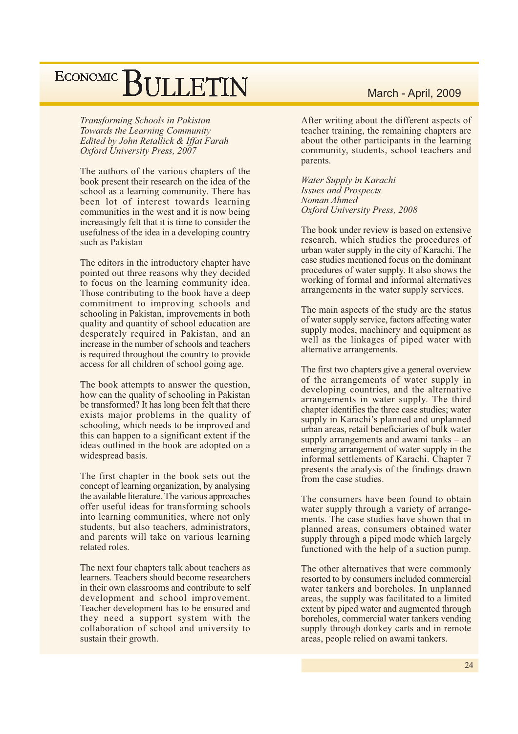*Transforming Schools in Pakistan*
*Towards the Learning Community*
*Edited by John Retallick & Iffat Farah*
*Oxford University Press, 2007*

The authors of the various chapters of the book present their research on the idea of the school as a learning community. There has been lot of interest towards learning communities in the west and it is now being increasingly felt that it is time to consider the usefulness of the idea in a developing country such as Pakistan

The editors in the introductory chapter have pointed out three reasons why they decided to focus on the learning community idea. Those contributing to the book have a deep commitment to improving schools and schooling in Pakistan, improvements in both quality and quantity of school education are desperately required in Pakistan, and an increase in the number of schools and teachers is required throughout the country to provide access for all children of school going age.

The book attempts to answer the question, how can the quality of schooling in Pakistan be transformed? It has long been felt that there exists major problems in the quality of schooling, which needs to be improved and this can happen to a significant extent if the ideas outlined in the book are adopted on a widespread basis.

The first chapter in the book sets out the concept of learning organization, by analysing the available literature. The various approaches offer useful ideas for transforming schools into learning communities, where not only students, but also teachers, administrators, and parents will take on various learning related roles.

The next four chapters talk about teachers as learners. Teachers should become researchers in their own classrooms and contribute to self development and school improvement. Teacher development has to be ensured and they need a support system with the collaboration of school and university to sustain their growth.

After writing about the different aspects of teacher training, the remaining chapters are about the other participants in the learning community, students, school teachers and parents.

*Water Supply in Karachi*
*Issues and Prospects*
*Noman Ahmed*
*Oxford University Press, 2008*

The book under review is based on extensive research, which studies the procedures of urban water supply in the city of Karachi. The case studies mentioned focus on the dominant procedures of water supply. It also shows the working of formal and informal alternatives arrangements in the water supply services.

The main aspects of the study are the status of water supply service, factors affecting water supply modes, machinery and equipment as well as the linkages of piped water with alternative arrangements.

The first two chapters give a general overview of the arrangements of water supply in developing countries, and the alternative arrangements in water supply. The third chapter identifies the three case studies; water supply in Karachi's planned and unplanned urban areas, retail beneficiaries of bulk water supply arrangements and awami tanks – an emerging arrangement of water supply in the informal settlements of Karachi. Chapter 7 presents the analysis of the findings drawn from the case studies.

The consumers have been found to obtain water supply through a variety of arrangements. The case studies have shown that in planned areas, consumers obtained water supply through a piped mode which largely functioned with the help of a suction pump.

The other alternatives that were commonly resorted to by consumers included commercial water tankers and boreholes. In unplanned areas, the supply was facilitated to a limited extent by piped water and augmented through boreholes, commercial water tankers vending supply through donkey carts and in remote areas, people relied on awami tankers.